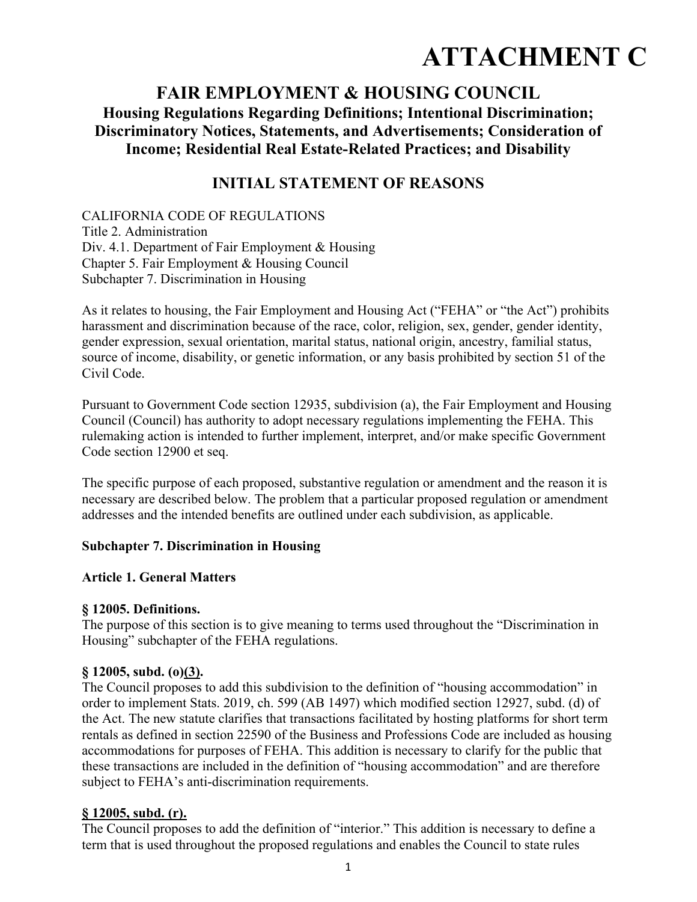# ATTACHMENT C

## FAIR EMPLOYMENT & HOUSING COUNCIL

### Housing Regulations Regarding Definitions; Intentional Discrimination; Discriminatory Notices, Statements, and Advertisements; Consideration of Income; Residential Real Estate-Related Practices; and Disability

## INITIAL STATEMENT OF REASONS

CALIFORNIA CODE OF REGULATIONS
Title 2. Administration
Div. 4.1. Department of Fair Employment & Housing
Chapter 5. Fair Employment & Housing Council
Subchapter 7. Discrimination in Housing

As it relates to housing, the Fair Employment and Housing Act ("FEHA" or "the Act") prohibits harassment and discrimination because of the race, color, religion, sex, gender, gender identity, gender expression, sexual orientation, marital status, national origin, ancestry, familial status, source of income, disability, or genetic information, or any basis prohibited by section 51 of the Civil Code.

Pursuant to Government Code section 12935, subdivision (a), the Fair Employment and Housing Council (Council) has authority to adopt necessary regulations implementing the FEHA. This rulemaking action is intended to further implement, interpret, and/or make specific Government Code section 12900 et seq.

The specific purpose of each proposed, substantive regulation or amendment and the reason it is necessary are described below. The problem that a particular proposed regulation or amendment addresses and the intended benefits are outlined under each subdivision, as applicable.

**Subchapter 7. Discrimination in Housing**

**Article 1. General Matters**

**§ 12005. Definitions.**

The purpose of this section is to give meaning to terms used throughout the "Discrimination in Housing" subchapter of the FEHA regulations.

**§ 12005, subd. (o)<u>(3)</u>.**

The Council proposes to add this subdivision to the definition of "housing accommodation" in order to implement Stats. 2019, ch. 599 (AB 1497) which modified section 12927, subd. (d) of the Act. The new statute clarifies that transactions facilitated by hosting platforms for short term rentals as defined in section 22590 of the Business and Professions Code are included as housing accommodations for purposes of FEHA. This addition is necessary to clarify for the public that these transactions are included in the definition of "housing accommodation" and are therefore subject to FEHA's anti-discrimination requirements.

**<u>§ 12005, subd. (r).</u>**

The Council proposes to add the definition of "interior." This addition is necessary to define a term that is used throughout the proposed regulations and enables the Council to state rules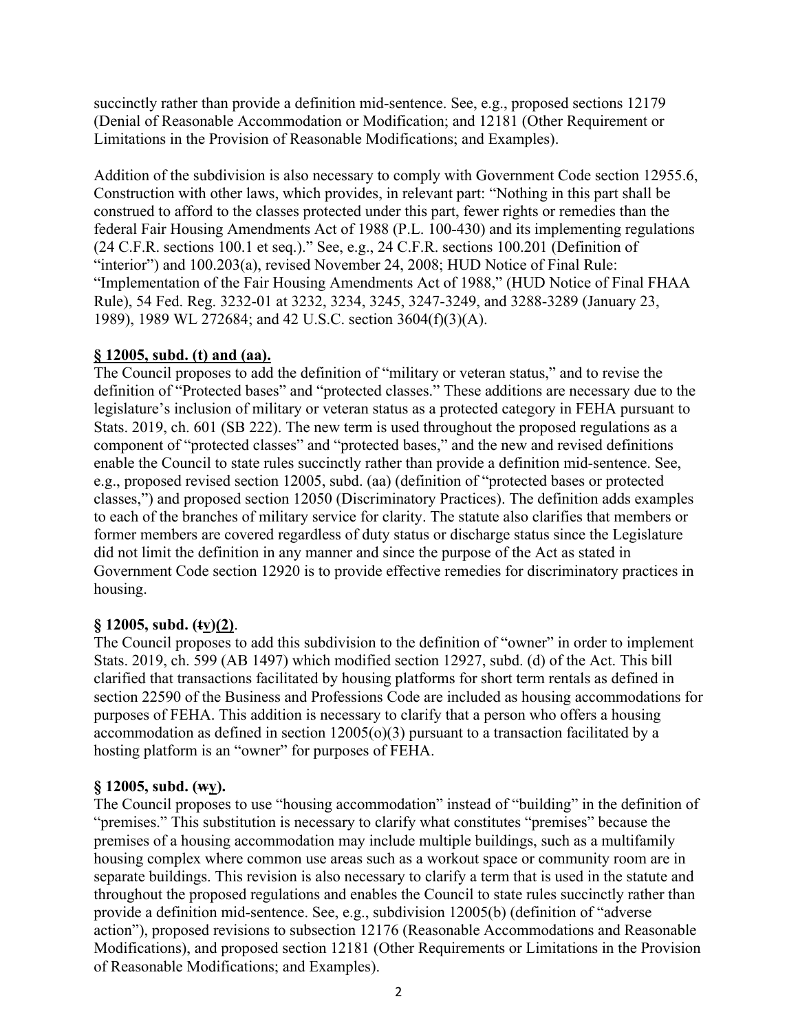succinctly rather than provide a definition mid-sentence. See, e.g., proposed sections 12179 (Denial of Reasonable Accommodation or Modification; and 12181 (Other Requirement or Limitations in the Provision of Reasonable Modifications; and Examples).

Addition of the subdivision is also necessary to comply with Government Code section 12955.6, Construction with other laws, which provides, in relevant part: "Nothing in this part shall be construed to afford to the classes protected under this part, fewer rights or remedies than the federal Fair Housing Amendments Act of 1988 (P.L. 100-430) and its implementing regulations (24 C.F.R. sections 100.1 et seq.)." See, e.g., 24 C.F.R. sections 100.201 (Definition of "interior") and 100.203(a), revised November 24, 2008; HUD Notice of Final Rule: "Implementation of the Fair Housing Amendments Act of 1988," (HUD Notice of Final FHAA Rule), 54 Fed. Reg. 3232-01 at 3232, 3234, 3245, 3247-3249, and 3288-3289 (January 23, 1989), 1989 WL 272684; and 42 U.S.C. section 3604(f)(3)(A).

**§ 12005, subd. (t) and (aa).**

The Council proposes to add the definition of "military or veteran status," and to revise the definition of "Protected bases" and "protected classes." These additions are necessary due to the legislature's inclusion of military or veteran status as a protected category in FEHA pursuant to Stats. 2019, ch. 601 (SB 222). The new term is used throughout the proposed regulations as a component of "protected classes" and "protected bases," and the new and revised definitions enable the Council to state rules succinctly rather than provide a definition mid-sentence. See, e.g., proposed revised section 12005, subd. (aa) (definition of "protected bases or protected classes,") and proposed section 12050 (Discriminatory Practices). The definition adds examples to each of the branches of military service for clarity. The statute also clarifies that members or former members are covered regardless of duty status or discharge status since the Legislature did not limit the definition in any manner and since the purpose of the Act as stated in Government Code section 12920 is to provide effective remedies for discriminatory practices in housing.

**§ 12005, subd. (~~t~~y)(2).**

The Council proposes to add this subdivision to the definition of "owner" in order to implement Stats. 2019, ch. 599 (AB 1497) which modified section 12927, subd. (d) of the Act. This bill clarified that transactions facilitated by housing platforms for short term rentals as defined in section 22590 of the Business and Professions Code are included as housing accommodations for purposes of FEHA. This addition is necessary to clarify that a person who offers a housing accommodation as defined in section 12005(o)(3) pursuant to a transaction facilitated by a hosting platform is an "owner" for purposes of FEHA.

**§ 12005, subd. (~~w~~y).**

The Council proposes to use "housing accommodation" instead of "building" in the definition of "premises." This substitution is necessary to clarify what constitutes "premises" because the premises of a housing accommodation may include multiple buildings, such as a multifamily housing complex where common use areas such as a workout space or community room are in separate buildings. This revision is also necessary to clarify a term that is used in the statute and throughout the proposed regulations and enables the Council to state rules succinctly rather than provide a definition mid-sentence. See, e.g., subdivision 12005(b) (definition of "adverse action"), proposed revisions to subsection 12176 (Reasonable Accommodations and Reasonable Modifications), and proposed section 12181 (Other Requirements or Limitations in the Provision of Reasonable Modifications; and Examples).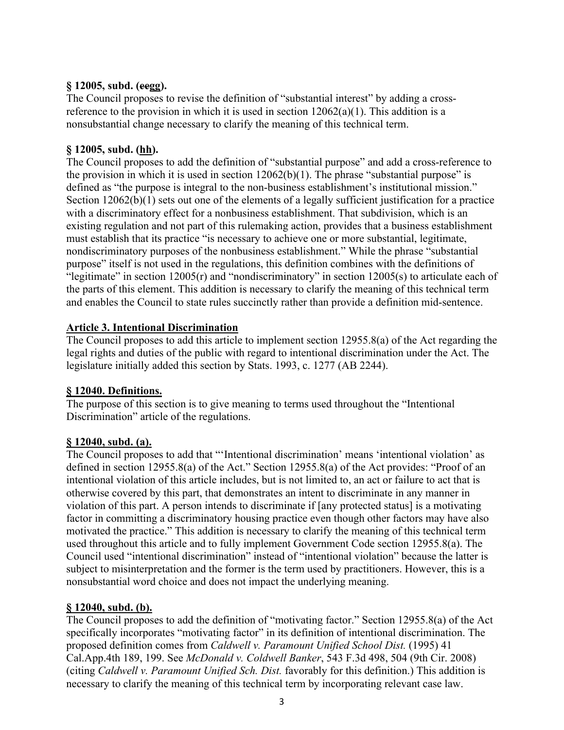**§ 12005, subd. (~~ee~~gg).**

The Council proposes to revise the definition of "substantial interest" by adding a cross-reference to the provision in which it is used in section 12062(a)(1). This addition is a nonsubstantial change necessary to clarify the meaning of this technical term.

**§ 12005, subd. (<u>hh</u>).**

The Council proposes to add the definition of "substantial purpose" and add a cross-reference to the provision in which it is used in section 12062(b)(1). The phrase "substantial purpose" is defined as "the purpose is integral to the non-business establishment's institutional mission." Section 12062(b)(1) sets out one of the elements of a legally sufficient justification for a practice with a discriminatory effect for a nonbusiness establishment. That subdivision, which is an existing regulation and not part of this rulemaking action, provides that a business establishment must establish that its practice "is necessary to achieve one or more substantial, legitimate, nondiscriminatory purposes of the nonbusiness establishment." While the phrase "substantial purpose" itself is not used in the regulations, this definition combines with the definitions of "legitimate" in section 12005(r) and "nondiscriminatory" in section 12005(s) to articulate each of the parts of this element. This addition is necessary to clarify the meaning of this technical term and enables the Council to state rules succinctly rather than provide a definition mid-sentence.

**<u>Article 3. Intentional Discrimination</u>**

The Council proposes to add this article to implement section 12955.8(a) of the Act regarding the legal rights and duties of the public with regard to intentional discrimination under the Act. The legislature initially added this section by Stats. 1993, c. 1277 (AB 2244).

**<u>§ 12040. Definitions.</u>**

The purpose of this section is to give meaning to terms used throughout the "Intentional Discrimination" article of the regulations.

**<u>§ 12040, subd. (a).</u>**

The Council proposes to add that "'Intentional discrimination' means 'intentional violation' as defined in section 12955.8(a) of the Act." Section 12955.8(a) of the Act provides: "Proof of an intentional violation of this article includes, but is not limited to, an act or failure to act that is otherwise covered by this part, that demonstrates an intent to discriminate in any manner in violation of this part. A person intends to discriminate if [any protected status] is a motivating factor in committing a discriminatory housing practice even though other factors may have also motivated the practice." This addition is necessary to clarify the meaning of this technical term used throughout this article and to fully implement Government Code section 12955.8(a). The Council used "intentional discrimination" instead of "intentional violation" because the latter is subject to misinterpretation and the former is the term used by practitioners. However, this is a nonsubstantial word choice and does not impact the underlying meaning.

**<u>§ 12040, subd. (b).</u>**

The Council proposes to add the definition of "motivating factor." Section 12955.8(a) of the Act specifically incorporates "motivating factor" in its definition of intentional discrimination. The proposed definition comes from *Caldwell v. Paramount Unified School Dist.* (1995) 41 Cal.App.4th 189, 199. See *McDonald v. Coldwell Banker*, 543 F.3d 498, 504 (9th Cir. 2008) (citing *Caldwell v. Paramount Unified Sch. Dist.* favorably for this definition.) This addition is necessary to clarify the meaning of this technical term by incorporating relevant case law.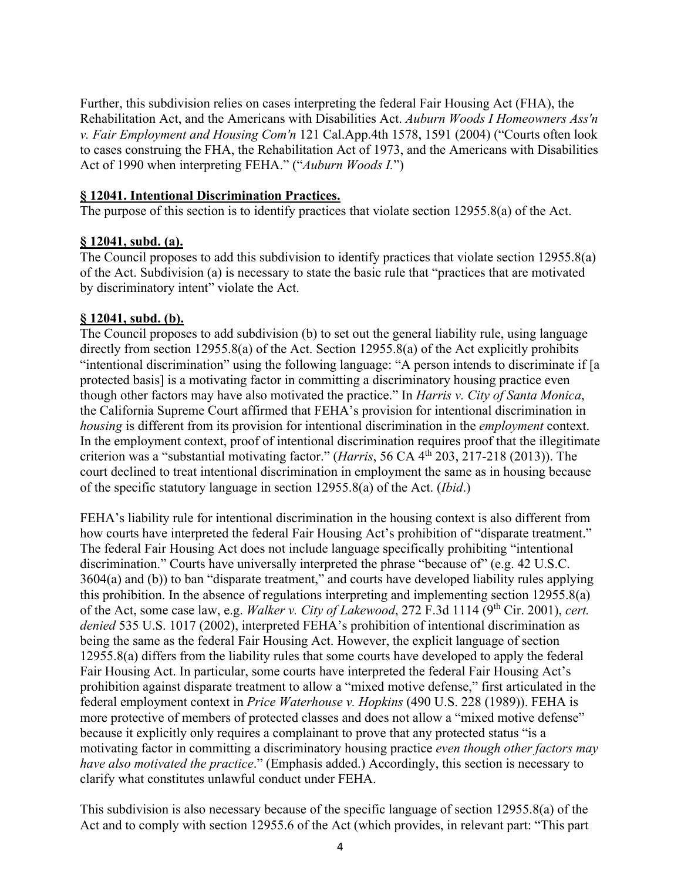Further, this subdivision relies on cases interpreting the federal Fair Housing Act (FHA), the Rehabilitation Act, and the Americans with Disabilities Act. *Auburn Woods I Homeowners Ass'n v. Fair Employment and Housing Com'n* 121 Cal.App.4th 1578, 1591 (2004) ("Courts often look to cases construing the FHA, the Rehabilitation Act of 1973, and the Americans with Disabilities Act of 1990 when interpreting FEHA." ("*Auburn Woods I.*")

**§ 12041. Intentional Discrimination Practices.**

The purpose of this section is to identify practices that violate section 12955.8(a) of the Act.

**§ 12041, subd. (a).**

The Council proposes to add this subdivision to identify practices that violate section 12955.8(a) of the Act. Subdivision (a) is necessary to state the basic rule that "practices that are motivated by discriminatory intent" violate the Act.

**§ 12041, subd. (b).**

The Council proposes to add subdivision (b) to set out the general liability rule, using language directly from section 12955.8(a) of the Act. Section 12955.8(a) of the Act explicitly prohibits "intentional discrimination" using the following language: "A person intends to discriminate if [a protected basis] is a motivating factor in committing a discriminatory housing practice even though other factors may have also motivated the practice." In *Harris v. City of Santa Monica*, the California Supreme Court affirmed that FEHA's provision for intentional discrimination in *housing* is different from its provision for intentional discrimination in the *employment* context. In the employment context, proof of intentional discrimination requires proof that the illegitimate criterion was a "substantial motivating factor." (*Harris*, 56 CA 4th 203, 217-218 (2013)). The court declined to treat intentional discrimination in employment the same as in housing because of the specific statutory language in section 12955.8(a) of the Act. (*Ibid*.)

FEHA's liability rule for intentional discrimination in the housing context is also different from how courts have interpreted the federal Fair Housing Act's prohibition of "disparate treatment." The federal Fair Housing Act does not include language specifically prohibiting "intentional discrimination." Courts have universally interpreted the phrase "because of" (e.g. 42 U.S.C. 3604(a) and (b)) to ban "disparate treatment," and courts have developed liability rules applying this prohibition. In the absence of regulations interpreting and implementing section 12955.8(a) of the Act, some case law, e.g. *Walker v. City of Lakewood*, 272 F.3d 1114 (9th Cir. 2001), *cert. denied* 535 U.S. 1017 (2002), interpreted FEHA's prohibition of intentional discrimination as being the same as the federal Fair Housing Act. However, the explicit language of section 12955.8(a) differs from the liability rules that some courts have developed to apply the federal Fair Housing Act. In particular, some courts have interpreted the federal Fair Housing Act's prohibition against disparate treatment to allow a "mixed motive defense," first articulated in the federal employment context in *Price Waterhouse v. Hopkins* (490 U.S. 228 (1989)). FEHA is more protective of members of protected classes and does not allow a "mixed motive defense" because it explicitly only requires a complainant to prove that any protected status "is a motivating factor in committing a discriminatory housing practice *even though other factors may have also motivated the practice*." (Emphasis added.) Accordingly, this section is necessary to clarify what constitutes unlawful conduct under FEHA.

This subdivision is also necessary because of the specific language of section 12955.8(a) of the Act and to comply with section 12955.6 of the Act (which provides, in relevant part: "This part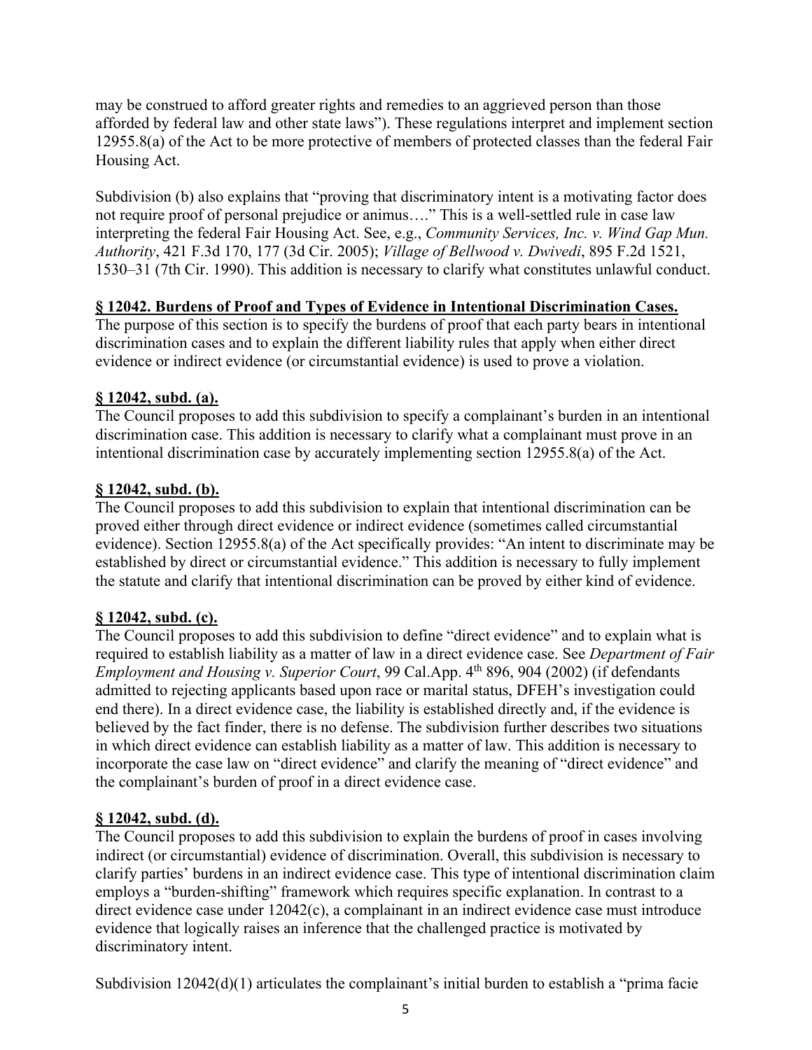may be construed to afford greater rights and remedies to an aggrieved person than those afforded by federal law and other state laws"). These regulations interpret and implement section 12955.8(a) of the Act to be more protective of members of protected classes than the federal Fair Housing Act.

Subdivision (b) also explains that "proving that discriminatory intent is a motivating factor does not require proof of personal prejudice or animus…." This is a well-settled rule in case law interpreting the federal Fair Housing Act. See, e.g., *Community Services, Inc. v. Wind Gap Mun. Authority*, 421 F.3d 170, 177 (3d Cir. 2005); *Village of Bellwood v. Dwivedi*, 895 F.2d 1521, 1530–31 (7th Cir. 1990). This addition is necessary to clarify what constitutes unlawful conduct.

**§ 12042. Burdens of Proof and Types of Evidence in Intentional Discrimination Cases.**

The purpose of this section is to specify the burdens of proof that each party bears in intentional discrimination cases and to explain the different liability rules that apply when either direct evidence or indirect evidence (or circumstantial evidence) is used to prove a violation.

**§ 12042, subd. (a).**

The Council proposes to add this subdivision to specify a complainant's burden in an intentional discrimination case. This addition is necessary to clarify what a complainant must prove in an intentional discrimination case by accurately implementing section 12955.8(a) of the Act.

**§ 12042, subd. (b).**

The Council proposes to add this subdivision to explain that intentional discrimination can be proved either through direct evidence or indirect evidence (sometimes called circumstantial evidence). Section 12955.8(a) of the Act specifically provides: "An intent to discriminate may be established by direct or circumstantial evidence." This addition is necessary to fully implement the statute and clarify that intentional discrimination can be proved by either kind of evidence.

**§ 12042, subd. (c).**

The Council proposes to add this subdivision to define "direct evidence" and to explain what is required to establish liability as a matter of law in a direct evidence case. See *Department of Fair Employment and Housing v. Superior Court*, 99 Cal.App. 4th 896, 904 (2002) (if defendants admitted to rejecting applicants based upon race or marital status, DFEH's investigation could end there). In a direct evidence case, the liability is established directly and, if the evidence is believed by the fact finder, there is no defense. The subdivision further describes two situations in which direct evidence can establish liability as a matter of law. This addition is necessary to incorporate the case law on "direct evidence" and clarify the meaning of "direct evidence" and the complainant's burden of proof in a direct evidence case.

**§ 12042, subd. (d).**

The Council proposes to add this subdivision to explain the burdens of proof in cases involving indirect (or circumstantial) evidence of discrimination. Overall, this subdivision is necessary to clarify parties' burdens in an indirect evidence case. This type of intentional discrimination claim employs a "burden-shifting" framework which requires specific explanation. In contrast to a direct evidence case under 12042(c), a complainant in an indirect evidence case must introduce evidence that logically raises an inference that the challenged practice is motivated by discriminatory intent.

Subdivision 12042(d)(1) articulates the complainant's initial burden to establish a "prima facie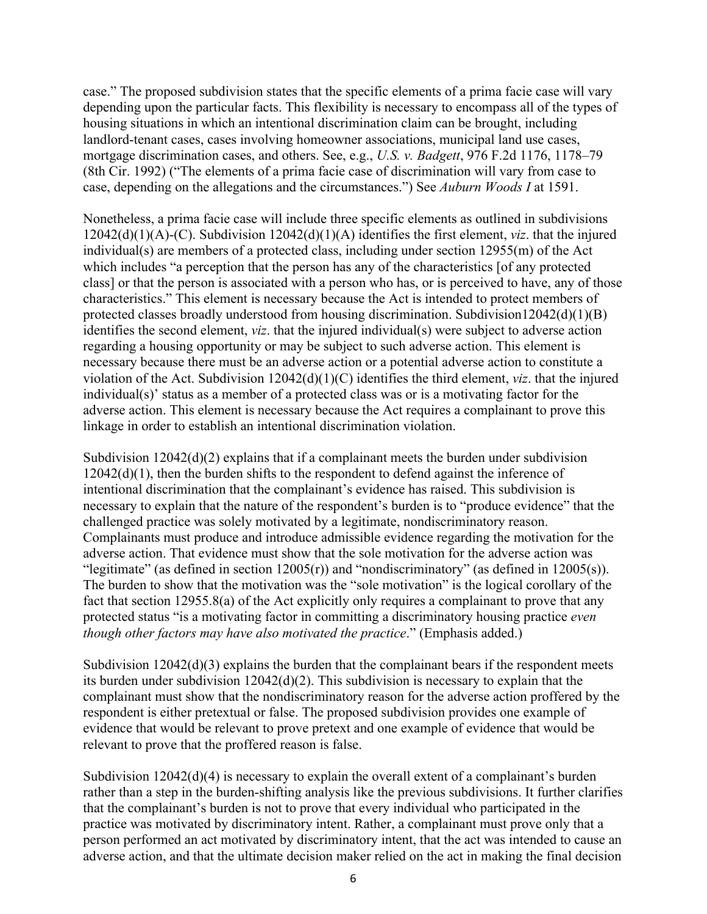case." The proposed subdivision states that the specific elements of a prima facie case will vary depending upon the particular facts. This flexibility is necessary to encompass all of the types of housing situations in which an intentional discrimination claim can be brought, including landlord-tenant cases, cases involving homeowner associations, municipal land use cases, mortgage discrimination cases, and others. See, e.g., *U.S. v. Badgett*, 976 F.2d 1176, 1178–79 (8th Cir. 1992) ("The elements of a prima facie case of discrimination will vary from case to case, depending on the allegations and the circumstances.") See *Auburn Woods I* at 1591.

Nonetheless, a prima facie case will include three specific elements as outlined in subdivisions 12042(d)(1)(A)-(C). Subdivision 12042(d)(1)(A) identifies the first element, *viz*. that the injured individual(s) are members of a protected class, including under section 12955(m) of the Act which includes "a perception that the person has any of the characteristics [of any protected class] or that the person is associated with a person who has, or is perceived to have, any of those characteristics." This element is necessary because the Act is intended to protect members of protected classes broadly understood from housing discrimination. Subdivision12042(d)(1)(B) identifies the second element, *viz*. that the injured individual(s) were subject to adverse action regarding a housing opportunity or may be subject to such adverse action. This element is necessary because there must be an adverse action or a potential adverse action to constitute a violation of the Act. Subdivision 12042(d)(1)(C) identifies the third element, *viz*. that the injured individual(s)' status as a member of a protected class was or is a motivating factor for the adverse action. This element is necessary because the Act requires a complainant to prove this linkage in order to establish an intentional discrimination violation.

Subdivision 12042(d)(2) explains that if a complainant meets the burden under subdivision 12042(d)(1), then the burden shifts to the respondent to defend against the inference of intentional discrimination that the complainant's evidence has raised. This subdivision is necessary to explain that the nature of the respondent's burden is to "produce evidence" that the challenged practice was solely motivated by a legitimate, nondiscriminatory reason. Complainants must produce and introduce admissible evidence regarding the motivation for the adverse action. That evidence must show that the sole motivation for the adverse action was "legitimate" (as defined in section 12005(r)) and "nondiscriminatory" (as defined in 12005(s)). The burden to show that the motivation was the "sole motivation" is the logical corollary of the fact that section 12955.8(a) of the Act explicitly only requires a complainant to prove that any protected status "is a motivating factor in committing a discriminatory housing practice *even though other factors may have also motivated the practice*." (Emphasis added.)

Subdivision 12042(d)(3) explains the burden that the complainant bears if the respondent meets its burden under subdivision 12042(d)(2). This subdivision is necessary to explain that the complainant must show that the nondiscriminatory reason for the adverse action proffered by the respondent is either pretextual or false. The proposed subdivision provides one example of evidence that would be relevant to prove pretext and one example of evidence that would be relevant to prove that the proffered reason is false.

Subdivision 12042(d)(4) is necessary to explain the overall extent of a complainant's burden rather than a step in the burden-shifting analysis like the previous subdivisions. It further clarifies that the complainant's burden is not to prove that every individual who participated in the practice was motivated by discriminatory intent. Rather, a complainant must prove only that a person performed an act motivated by discriminatory intent, that the act was intended to cause an adverse action, and that the ultimate decision maker relied on the act in making the final decision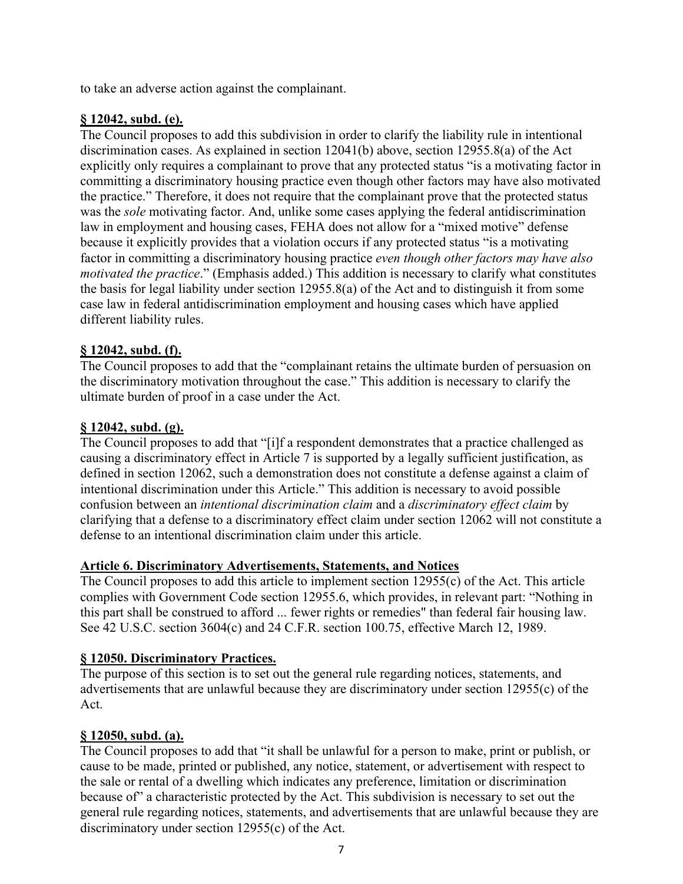to take an adverse action against the complainant.

**§ 12042, subd. (e).**

The Council proposes to add this subdivision in order to clarify the liability rule in intentional discrimination cases. As explained in section 12041(b) above, section 12955.8(a) of the Act explicitly only requires a complainant to prove that any protected status "is a motivating factor in committing a discriminatory housing practice even though other factors may have also motivated the practice." Therefore, it does not require that the complainant prove that the protected status was the *sole* motivating factor. And, unlike some cases applying the federal antidiscrimination law in employment and housing cases, FEHA does not allow for a "mixed motive" defense because it explicitly provides that a violation occurs if any protected status "is a motivating factor in committing a discriminatory housing practice *even though other factors may have also motivated the practice*." (Emphasis added.) This addition is necessary to clarify what constitutes the basis for legal liability under section 12955.8(a) of the Act and to distinguish it from some case law in federal antidiscrimination employment and housing cases which have applied different liability rules.

**§ 12042, subd. (f).**

The Council proposes to add that the "complainant retains the ultimate burden of persuasion on the discriminatory motivation throughout the case." This addition is necessary to clarify the ultimate burden of proof in a case under the Act.

**§ 12042, subd. (g).**

The Council proposes to add that "[i]f a respondent demonstrates that a practice challenged as causing a discriminatory effect in Article 7 is supported by a legally sufficient justification, as defined in section 12062, such a demonstration does not constitute a defense against a claim of intentional discrimination under this Article." This addition is necessary to avoid possible confusion between an *intentional discrimination claim* and a *discriminatory effect claim* by clarifying that a defense to a discriminatory effect claim under section 12062 will not constitute a defense to an intentional discrimination claim under this article.

**Article 6. Discriminatory Advertisements, Statements, and Notices**

The Council proposes to add this article to implement section 12955(c) of the Act. This article complies with Government Code section 12955.6, which provides, in relevant part: "Nothing in this part shall be construed to afford ... fewer rights or remedies" than federal fair housing law. See 42 U.S.C. section 3604(c) and 24 C.F.R. section 100.75, effective March 12, 1989.

**§ 12050. Discriminatory Practices.**

The purpose of this section is to set out the general rule regarding notices, statements, and advertisements that are unlawful because they are discriminatory under section 12955(c) of the Act.

**§ 12050, subd. (a).**

The Council proposes to add that "it shall be unlawful for a person to make, print or publish, or cause to be made, printed or published, any notice, statement, or advertisement with respect to the sale or rental of a dwelling which indicates any preference, limitation or discrimination because of" a characteristic protected by the Act. This subdivision is necessary to set out the general rule regarding notices, statements, and advertisements that are unlawful because they are discriminatory under section 12955(c) of the Act.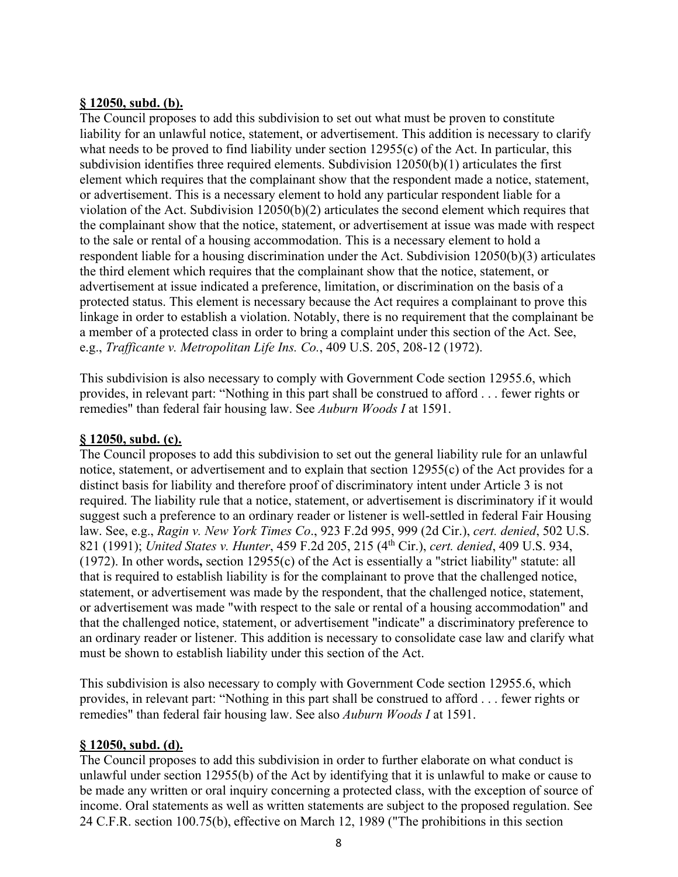**§ 12050, subd. (b).**

The Council proposes to add this subdivision to set out what must be proven to constitute liability for an unlawful notice, statement, or advertisement. This addition is necessary to clarify what needs to be proved to find liability under section 12955(c) of the Act. In particular, this subdivision identifies three required elements. Subdivision 12050(b)(1) articulates the first element which requires that the complainant show that the respondent made a notice, statement, or advertisement. This is a necessary element to hold any particular respondent liable for a violation of the Act. Subdivision 12050(b)(2) articulates the second element which requires that the complainant show that the notice, statement, or advertisement at issue was made with respect to the sale or rental of a housing accommodation. This is a necessary element to hold a respondent liable for a housing discrimination under the Act. Subdivision 12050(b)(3) articulates the third element which requires that the complainant show that the notice, statement, or advertisement at issue indicated a preference, limitation, or discrimination on the basis of a protected status. This element is necessary because the Act requires a complainant to prove this linkage in order to establish a violation. Notably, there is no requirement that the complainant be a member of a protected class in order to bring a complaint under this section of the Act. See, e.g., *Trafficante v. Metropolitan Life Ins. Co.*, 409 U.S. 205, 208-12 (1972).

This subdivision is also necessary to comply with Government Code section 12955.6, which provides, in relevant part: "Nothing in this part shall be construed to afford . . . fewer rights or remedies" than federal fair housing law. See *Auburn Woods I* at 1591.

**§ 12050, subd. (c).**

The Council proposes to add this subdivision to set out the general liability rule for an unlawful notice, statement, or advertisement and to explain that section 12955(c) of the Act provides for a distinct basis for liability and therefore proof of discriminatory intent under Article 3 is not required. The liability rule that a notice, statement, or advertisement is discriminatory if it would suggest such a preference to an ordinary reader or listener is well-settled in federal Fair Housing law. See, e.g., *Ragin v. New York Times Co*., 923 F.2d 995, 999 (2d Cir.), *cert. denied*, 502 U.S. 821 (1991); *United States v. Hunter*, 459 F.2d 205, 215 (4th Cir.), *cert. denied*, 409 U.S. 934, (1972). In other words**,** section 12955(c) of the Act is essentially a "strict liability" statute: all that is required to establish liability is for the complainant to prove that the challenged notice, statement, or advertisement was made by the respondent, that the challenged notice, statement, or advertisement was made "with respect to the sale or rental of a housing accommodation" and that the challenged notice, statement, or advertisement "indicate" a discriminatory preference to an ordinary reader or listener. This addition is necessary to consolidate case law and clarify what must be shown to establish liability under this section of the Act.

This subdivision is also necessary to comply with Government Code section 12955.6, which provides, in relevant part: "Nothing in this part shall be construed to afford . . . fewer rights or remedies" than federal fair housing law. See also *Auburn Woods I* at 1591.

**§ 12050, subd. (d).**

The Council proposes to add this subdivision in order to further elaborate on what conduct is unlawful under section 12955(b) of the Act by identifying that it is unlawful to make or cause to be made any written or oral inquiry concerning a protected class, with the exception of source of income. Oral statements as well as written statements are subject to the proposed regulation. See 24 C.F.R. section 100.75(b), effective on March 12, 1989 ("The prohibitions in this section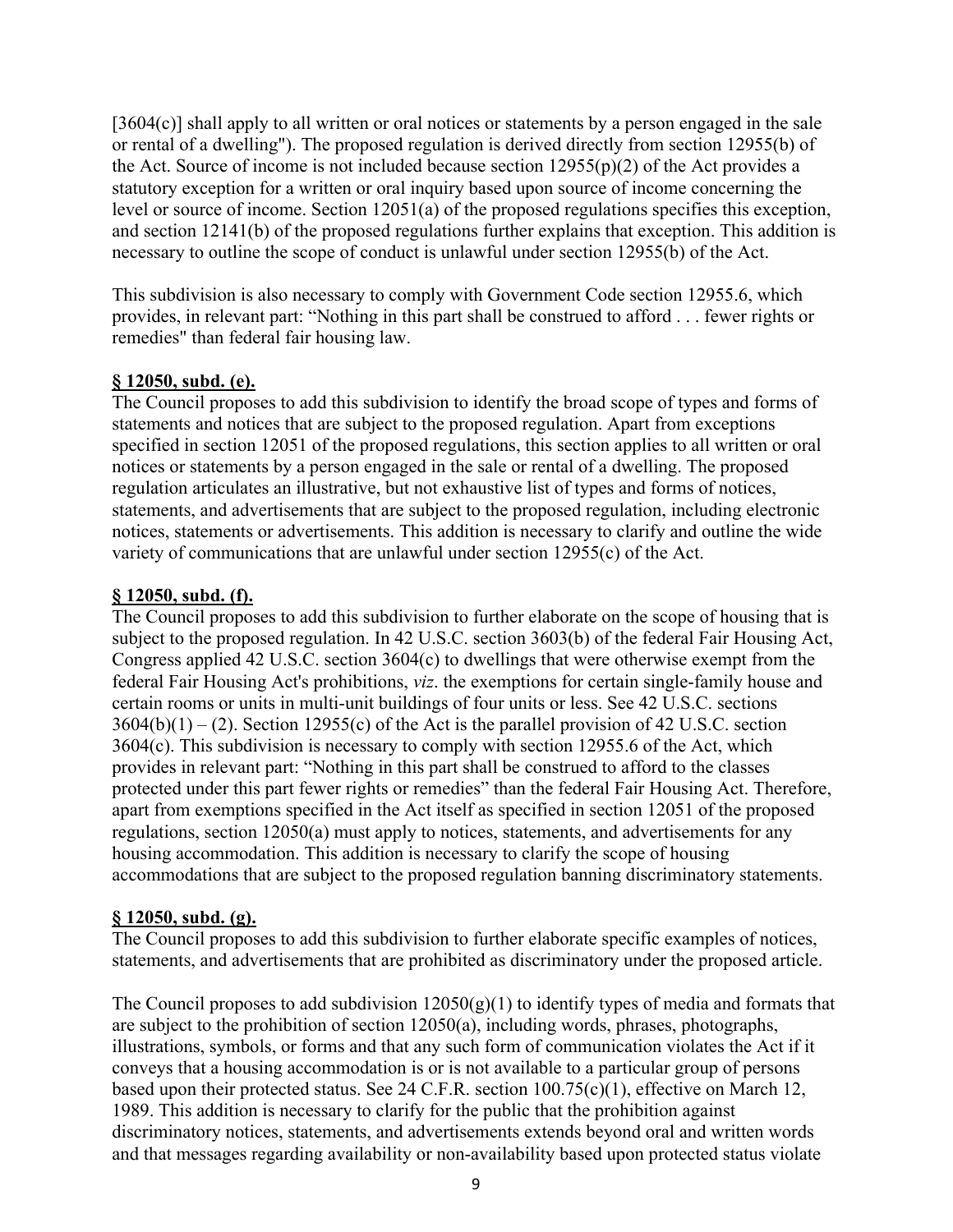[3604(c)] shall apply to all written or oral notices or statements by a person engaged in the sale or rental of a dwelling"). The proposed regulation is derived directly from section 12955(b) of the Act. Source of income is not included because section 12955(p)(2) of the Act provides a statutory exception for a written or oral inquiry based upon source of income concerning the level or source of income. Section 12051(a) of the proposed regulations specifies this exception, and section 12141(b) of the proposed regulations further explains that exception. This addition is necessary to outline the scope of conduct is unlawful under section 12955(b) of the Act.

This subdivision is also necessary to comply with Government Code section 12955.6, which provides, in relevant part: "Nothing in this part shall be construed to afford . . . fewer rights or remedies" than federal fair housing law.

**§ 12050, subd. (e).**

The Council proposes to add this subdivision to identify the broad scope of types and forms of statements and notices that are subject to the proposed regulation. Apart from exceptions specified in section 12051 of the proposed regulations, this section applies to all written or oral notices or statements by a person engaged in the sale or rental of a dwelling. The proposed regulation articulates an illustrative, but not exhaustive list of types and forms of notices, statements, and advertisements that are subject to the proposed regulation, including electronic notices, statements or advertisements. This addition is necessary to clarify and outline the wide variety of communications that are unlawful under section 12955(c) of the Act.

**§ 12050, subd. (f).**

The Council proposes to add this subdivision to further elaborate on the scope of housing that is subject to the proposed regulation. In 42 U.S.C. section 3603(b) of the federal Fair Housing Act, Congress applied 42 U.S.C. section 3604(c) to dwellings that were otherwise exempt from the federal Fair Housing Act's prohibitions, *viz*. the exemptions for certain single-family house and certain rooms or units in multi-unit buildings of four units or less. See 42 U.S.C. sections 3604(b)(1) – (2). Section 12955(c) of the Act is the parallel provision of 42 U.S.C. section 3604(c). This subdivision is necessary to comply with section 12955.6 of the Act, which provides in relevant part: "Nothing in this part shall be construed to afford to the classes protected under this part fewer rights or remedies" than the federal Fair Housing Act. Therefore, apart from exemptions specified in the Act itself as specified in section 12051 of the proposed regulations, section 12050(a) must apply to notices, statements, and advertisements for any housing accommodation. This addition is necessary to clarify the scope of housing accommodations that are subject to the proposed regulation banning discriminatory statements.

**§ 12050, subd. (g).**

The Council proposes to add this subdivision to further elaborate specific examples of notices, statements, and advertisements that are prohibited as discriminatory under the proposed article.

The Council proposes to add subdivision 12050(g)(1) to identify types of media and formats that are subject to the prohibition of section 12050(a), including words, phrases, photographs, illustrations, symbols, or forms and that any such form of communication violates the Act if it conveys that a housing accommodation is or is not available to a particular group of persons based upon their protected status. See 24 C.F.R. section 100.75(c)(1), effective on March 12, 1989. This addition is necessary to clarify for the public that the prohibition against discriminatory notices, statements, and advertisements extends beyond oral and written words and that messages regarding availability or non-availability based upon protected status violate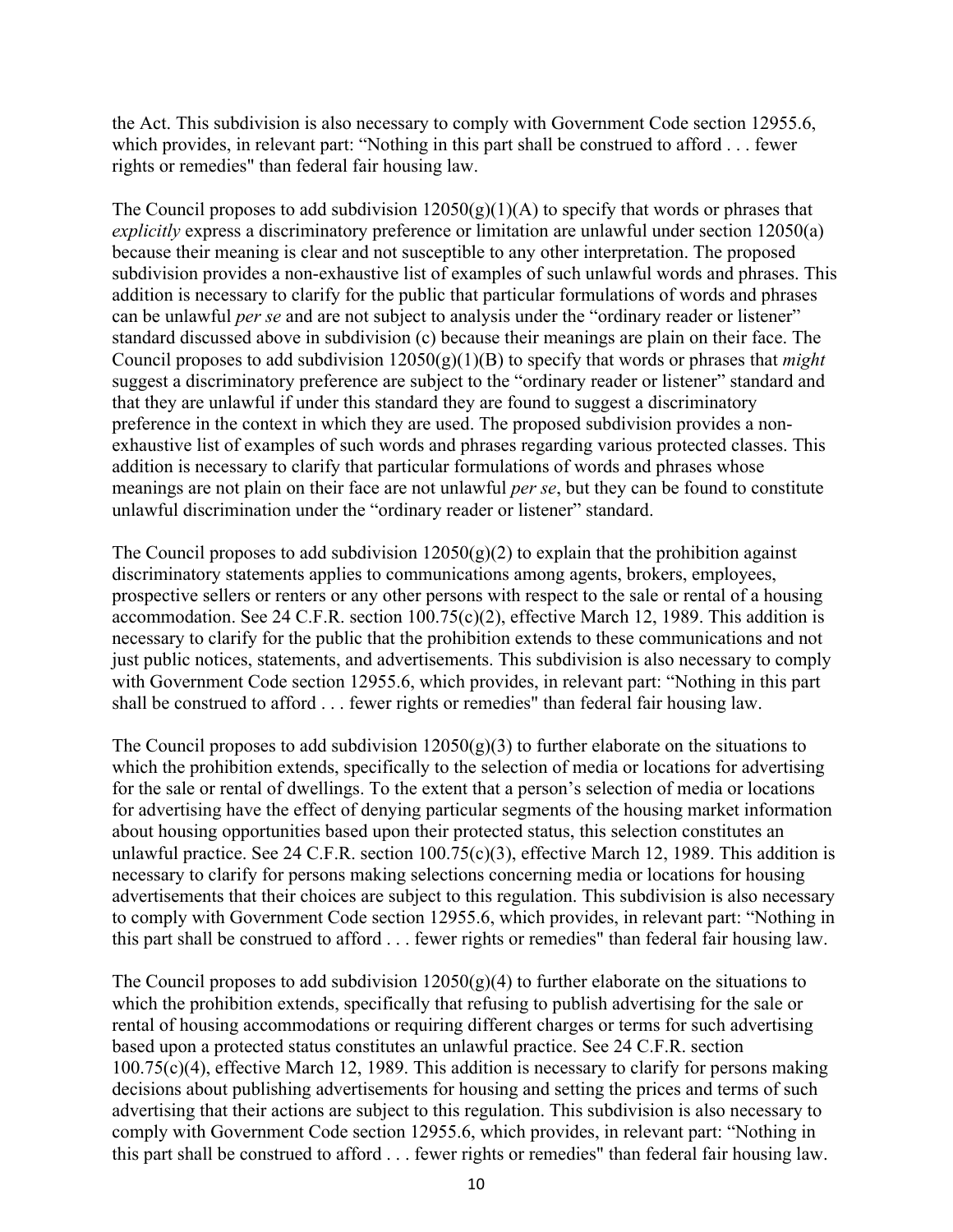the Act. This subdivision is also necessary to comply with Government Code section 12955.6, which provides, in relevant part: "Nothing in this part shall be construed to afford . . . fewer rights or remedies" than federal fair housing law.

The Council proposes to add subdivision 12050(g)(1)(A) to specify that words or phrases that *explicitly* express a discriminatory preference or limitation are unlawful under section 12050(a) because their meaning is clear and not susceptible to any other interpretation. The proposed subdivision provides a non-exhaustive list of examples of such unlawful words and phrases. This addition is necessary to clarify for the public that particular formulations of words and phrases can be unlawful *per se* and are not subject to analysis under the "ordinary reader or listener" standard discussed above in subdivision (c) because their meanings are plain on their face. The Council proposes to add subdivision 12050(g)(1)(B) to specify that words or phrases that *might* suggest a discriminatory preference are subject to the "ordinary reader or listener" standard and that they are unlawful if under this standard they are found to suggest a discriminatory preference in the context in which they are used. The proposed subdivision provides a non-exhaustive list of examples of such words and phrases regarding various protected classes. This addition is necessary to clarify that particular formulations of words and phrases whose meanings are not plain on their face are not unlawful *per se*, but they can be found to constitute unlawful discrimination under the "ordinary reader or listener" standard.

The Council proposes to add subdivision 12050(g)(2) to explain that the prohibition against discriminatory statements applies to communications among agents, brokers, employees, prospective sellers or renters or any other persons with respect to the sale or rental of a housing accommodation. See 24 C.F.R. section 100.75(c)(2), effective March 12, 1989. This addition is necessary to clarify for the public that the prohibition extends to these communications and not just public notices, statements, and advertisements. This subdivision is also necessary to comply with Government Code section 12955.6, which provides, in relevant part: "Nothing in this part shall be construed to afford . . . fewer rights or remedies" than federal fair housing law.

The Council proposes to add subdivision 12050(g)(3) to further elaborate on the situations to which the prohibition extends, specifically to the selection of media or locations for advertising for the sale or rental of dwellings. To the extent that a person's selection of media or locations for advertising have the effect of denying particular segments of the housing market information about housing opportunities based upon their protected status, this selection constitutes an unlawful practice. See 24 C.F.R. section 100.75(c)(3), effective March 12, 1989. This addition is necessary to clarify for persons making selections concerning media or locations for housing advertisements that their choices are subject to this regulation. This subdivision is also necessary to comply with Government Code section 12955.6, which provides, in relevant part: "Nothing in this part shall be construed to afford . . . fewer rights or remedies" than federal fair housing law.

The Council proposes to add subdivision 12050(g)(4) to further elaborate on the situations to which the prohibition extends, specifically that refusing to publish advertising for the sale or rental of housing accommodations or requiring different charges or terms for such advertising based upon a protected status constitutes an unlawful practice. See 24 C.F.R. section 100.75(c)(4), effective March 12, 1989. This addition is necessary to clarify for persons making decisions about publishing advertisements for housing and setting the prices and terms of such advertising that their actions are subject to this regulation. This subdivision is also necessary to comply with Government Code section 12955.6, which provides, in relevant part: "Nothing in this part shall be construed to afford . . . fewer rights or remedies" than federal fair housing law.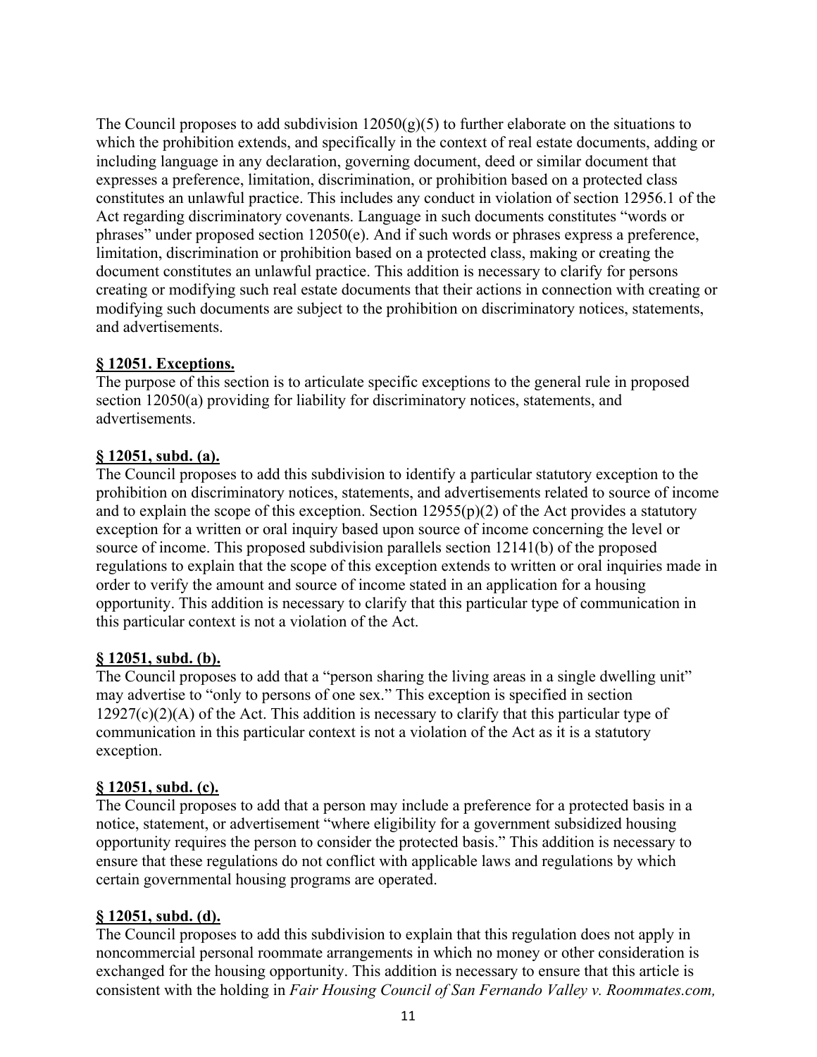The Council proposes to add subdivision 12050(g)(5) to further elaborate on the situations to which the prohibition extends, and specifically in the context of real estate documents, adding or including language in any declaration, governing document, deed or similar document that expresses a preference, limitation, discrimination, or prohibition based on a protected class constitutes an unlawful practice. This includes any conduct in violation of section 12956.1 of the Act regarding discriminatory covenants. Language in such documents constitutes "words or phrases" under proposed section 12050(e). And if such words or phrases express a preference, limitation, discrimination or prohibition based on a protected class, making or creating the document constitutes an unlawful practice. This addition is necessary to clarify for persons creating or modifying such real estate documents that their actions in connection with creating or modifying such documents are subject to the prohibition on discriminatory notices, statements, and advertisements.

**§ 12051. Exceptions.**

The purpose of this section is to articulate specific exceptions to the general rule in proposed section 12050(a) providing for liability for discriminatory notices, statements, and advertisements.

**§ 12051, subd. (a).**

The Council proposes to add this subdivision to identify a particular statutory exception to the prohibition on discriminatory notices, statements, and advertisements related to source of income and to explain the scope of this exception. Section 12955(p)(2) of the Act provides a statutory exception for a written or oral inquiry based upon source of income concerning the level or source of income. This proposed subdivision parallels section 12141(b) of the proposed regulations to explain that the scope of this exception extends to written or oral inquiries made in order to verify the amount and source of income stated in an application for a housing opportunity. This addition is necessary to clarify that this particular type of communication in this particular context is not a violation of the Act.

**§ 12051, subd. (b).**

The Council proposes to add that a "person sharing the living areas in a single dwelling unit" may advertise to "only to persons of one sex." This exception is specified in section 12927(c)(2)(A) of the Act. This addition is necessary to clarify that this particular type of communication in this particular context is not a violation of the Act as it is a statutory exception.

**§ 12051, subd. (c).**

The Council proposes to add that a person may include a preference for a protected basis in a notice, statement, or advertisement "where eligibility for a government subsidized housing opportunity requires the person to consider the protected basis." This addition is necessary to ensure that these regulations do not conflict with applicable laws and regulations by which certain governmental housing programs are operated.

**§ 12051, subd. (d).**

The Council proposes to add this subdivision to explain that this regulation does not apply in noncommercial personal roommate arrangements in which no money or other consideration is exchanged for the housing opportunity. This addition is necessary to ensure that this article is consistent with the holding in *Fair Housing Council of San Fernando Valley v. Roommates.com,*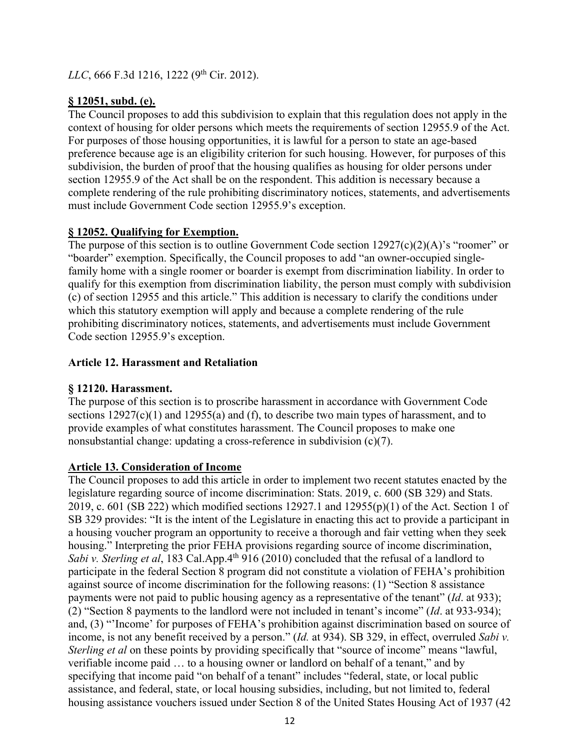*LLC*, 666 F.3d 1216, 1222 (9th Cir. 2012).

**§ 12051, subd. (e).**

The Council proposes to add this subdivision to explain that this regulation does not apply in the context of housing for older persons which meets the requirements of section 12955.9 of the Act. For purposes of those housing opportunities, it is lawful for a person to state an age-based preference because age is an eligibility criterion for such housing. However, for purposes of this subdivision, the burden of proof that the housing qualifies as housing for older persons under section 12955.9 of the Act shall be on the respondent. This addition is necessary because a complete rendering of the rule prohibiting discriminatory notices, statements, and advertisements must include Government Code section 12955.9's exception.

**§ 12052. Qualifying for Exemption.**

The purpose of this section is to outline Government Code section 12927(c)(2)(A)'s "roomer" or "boarder" exemption. Specifically, the Council proposes to add "an owner-occupied single-family home with a single roomer or boarder is exempt from discrimination liability. In order to qualify for this exemption from discrimination liability, the person must comply with subdivision (c) of section 12955 and this article." This addition is necessary to clarify the conditions under which this statutory exemption will apply and because a complete rendering of the rule prohibiting discriminatory notices, statements, and advertisements must include Government Code section 12955.9's exception.

**Article 12. Harassment and Retaliation**

**§ 12120. Harassment.**

The purpose of this section is to proscribe harassment in accordance with Government Code sections 12927(c)(1) and 12955(a) and (f), to describe two main types of harassment, and to provide examples of what constitutes harassment. The Council proposes to make one nonsubstantial change: updating a cross-reference in subdivision (c)(7).

**Article 13. Consideration of Income**

The Council proposes to add this article in order to implement two recent statutes enacted by the legislature regarding source of income discrimination: Stats. 2019, c. 600 (SB 329) and Stats. 2019, c. 601 (SB 222) which modified sections 12927.1 and 12955(p)(1) of the Act. Section 1 of SB 329 provides: "It is the intent of the Legislature in enacting this act to provide a participant in a housing voucher program an opportunity to receive a thorough and fair vetting when they seek housing." Interpreting the prior FEHA provisions regarding source of income discrimination, *Sabi v. Sterling et al*, 183 Cal.App.4th 916 (2010) concluded that the refusal of a landlord to participate in the federal Section 8 program did not constitute a violation of FEHA's prohibition against source of income discrimination for the following reasons: (1) "Section 8 assistance payments were not paid to public housing agency as a representative of the tenant" (*Id*. at 933); (2) "Section 8 payments to the landlord were not included in tenant's income" (*Id*. at 933-934); and, (3) "'Income' for purposes of FEHA's prohibition against discrimination based on source of income, is not any benefit received by a person." (*Id.* at 934). SB 329, in effect, overruled *Sabi v. Sterling et al* on these points by providing specifically that "source of income" means "lawful, verifiable income paid … to a housing owner or landlord on behalf of a tenant," and by specifying that income paid "on behalf of a tenant" includes "federal, state, or local public assistance, and federal, state, or local housing subsidies, including, but not limited to, federal housing assistance vouchers issued under Section 8 of the United States Housing Act of 1937 (42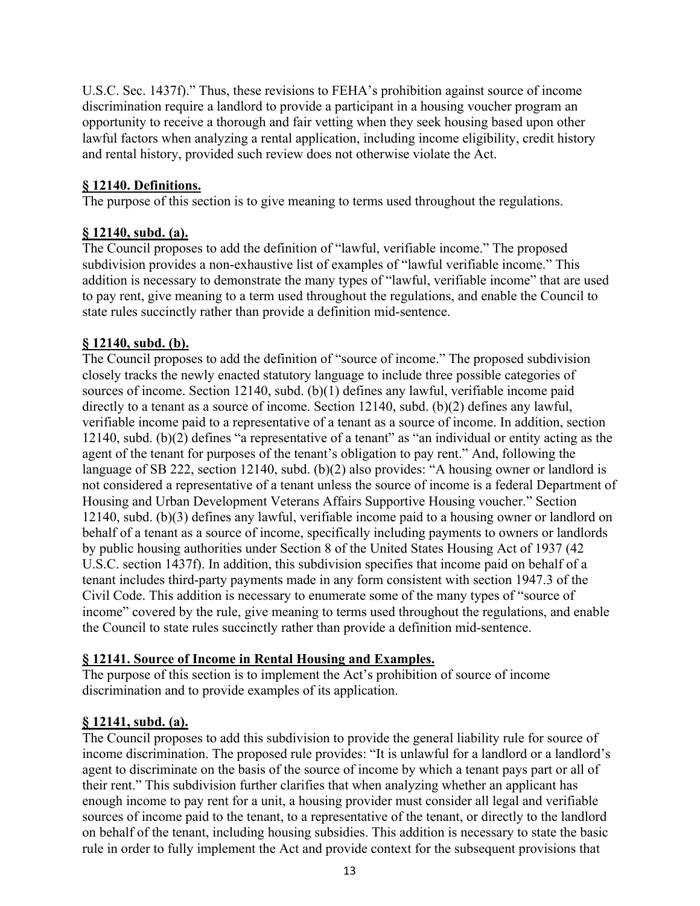U.S.C. Sec. 1437f).” Thus, these revisions to FEHA’s prohibition against source of income discrimination require a landlord to provide a participant in a housing voucher program an opportunity to receive a thorough and fair vetting when they seek housing based upon other lawful factors when analyzing a rental application, including income eligibility, credit history and rental history, provided such review does not otherwise violate the Act.

**§ 12140. Definitions.**

The purpose of this section is to give meaning to terms used throughout the regulations.

**§ 12140, subd. (a).**

The Council proposes to add the definition of “lawful, verifiable income.” The proposed subdivision provides a non-exhaustive list of examples of “lawful verifiable income.” This addition is necessary to demonstrate the many types of “lawful, verifiable income” that are used to pay rent, give meaning to a term used throughout the regulations, and enable the Council to state rules succinctly rather than provide a definition mid-sentence.

**§ 12140, subd. (b).**

The Council proposes to add the definition of “source of income.” The proposed subdivision closely tracks the newly enacted statutory language to include three possible categories of sources of income. Section 12140, subd. (b)(1) defines any lawful, verifiable income paid directly to a tenant as a source of income. Section 12140, subd. (b)(2) defines any lawful, verifiable income paid to a representative of a tenant as a source of income. In addition, section 12140, subd. (b)(2) defines “a representative of a tenant” as “an individual or entity acting as the agent of the tenant for purposes of the tenant’s obligation to pay rent.” And, following the language of SB 222, section 12140, subd. (b)(2) also provides: “A housing owner or landlord is not considered a representative of a tenant unless the source of income is a federal Department of Housing and Urban Development Veterans Affairs Supportive Housing voucher.” Section 12140, subd. (b)(3) defines any lawful, verifiable income paid to a housing owner or landlord on behalf of a tenant as a source of income, specifically including payments to owners or landlords by public housing authorities under Section 8 of the United States Housing Act of 1937 (42 U.S.C. section 1437f). In addition, this subdivision specifies that income paid on behalf of a tenant includes third-party payments made in any form consistent with section 1947.3 of the Civil Code. This addition is necessary to enumerate some of the many types of “source of income” covered by the rule, give meaning to terms used throughout the regulations, and enable the Council to state rules succinctly rather than provide a definition mid-sentence.

**§ 12141. Source of Income in Rental Housing and Examples.**

The purpose of this section is to implement the Act’s prohibition of source of income discrimination and to provide examples of its application.

**§ 12141, subd. (a).**

The Council proposes to add this subdivision to provide the general liability rule for source of income discrimination. The proposed rule provides: “It is unlawful for a landlord or a landlord’s agent to discriminate on the basis of the source of income by which a tenant pays part or all of their rent.” This subdivision further clarifies that when analyzing whether an applicant has enough income to pay rent for a unit, a housing provider must consider all legal and verifiable sources of income paid to the tenant, to a representative of the tenant, or directly to the landlord on behalf of the tenant, including housing subsidies. This addition is necessary to state the basic rule in order to fully implement the Act and provide context for the subsequent provisions that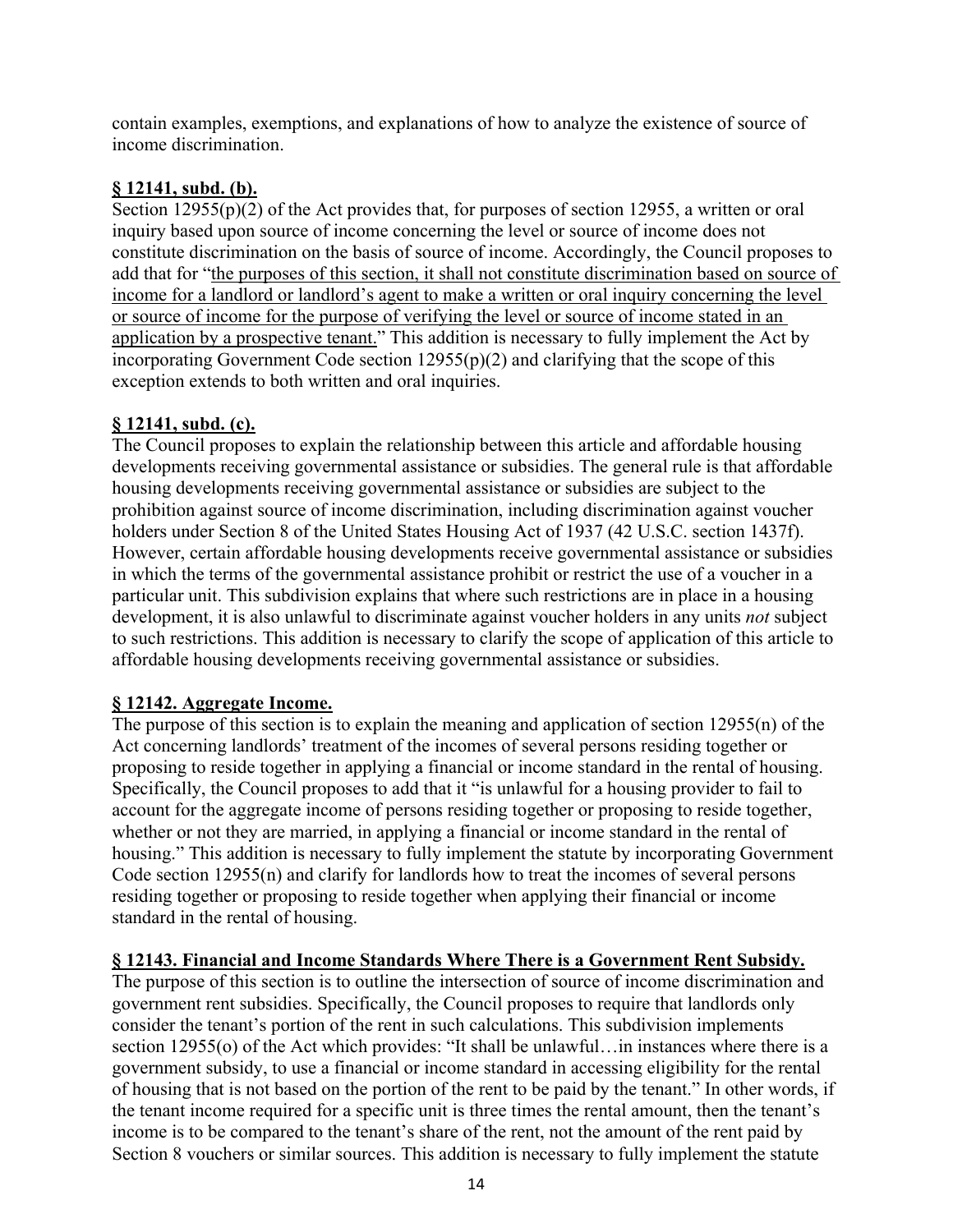contain examples, exemptions, and explanations of how to analyze the existence of source of income discrimination.

**§ 12141, subd. (b).**

Section 12955(p)(2) of the Act provides that, for purposes of section 12955, a written or oral inquiry based upon source of income concerning the level or source of income does not constitute discrimination on the basis of source of income. Accordingly, the Council proposes to add that for "the purposes of this section, it shall not constitute discrimination based on source of income for a landlord or landlord's agent to make a written or oral inquiry concerning the level or source of income for the purpose of verifying the level or source of income stated in an application by a prospective tenant." This addition is necessary to fully implement the Act by incorporating Government Code section 12955(p)(2) and clarifying that the scope of this exception extends to both written and oral inquiries.

**§ 12141, subd. (c).**

The Council proposes to explain the relationship between this article and affordable housing developments receiving governmental assistance or subsidies. The general rule is that affordable housing developments receiving governmental assistance or subsidies are subject to the prohibition against source of income discrimination, including discrimination against voucher holders under Section 8 of the United States Housing Act of 1937 (42 U.S.C. section 1437f). However, certain affordable housing developments receive governmental assistance or subsidies in which the terms of the governmental assistance prohibit or restrict the use of a voucher in a particular unit. This subdivision explains that where such restrictions are in place in a housing development, it is also unlawful to discriminate against voucher holders in any units *not* subject to such restrictions. This addition is necessary to clarify the scope of application of this article to affordable housing developments receiving governmental assistance or subsidies.

**§ 12142. Aggregate Income.**

The purpose of this section is to explain the meaning and application of section 12955(n) of the Act concerning landlords' treatment of the incomes of several persons residing together or proposing to reside together in applying a financial or income standard in the rental of housing. Specifically, the Council proposes to add that it "is unlawful for a housing provider to fail to account for the aggregate income of persons residing together or proposing to reside together, whether or not they are married, in applying a financial or income standard in the rental of housing." This addition is necessary to fully implement the statute by incorporating Government Code section 12955(n) and clarify for landlords how to treat the incomes of several persons residing together or proposing to reside together when applying their financial or income standard in the rental of housing.

**§ 12143. Financial and Income Standards Where There is a Government Rent Subsidy.**

The purpose of this section is to outline the intersection of source of income discrimination and government rent subsidies. Specifically, the Council proposes to require that landlords only consider the tenant's portion of the rent in such calculations. This subdivision implements section 12955(o) of the Act which provides: "It shall be unlawful…in instances where there is a government subsidy, to use a financial or income standard in accessing eligibility for the rental of housing that is not based on the portion of the rent to be paid by the tenant." In other words, if the tenant income required for a specific unit is three times the rental amount, then the tenant's income is to be compared to the tenant's share of the rent, not the amount of the rent paid by Section 8 vouchers or similar sources. This addition is necessary to fully implement the statute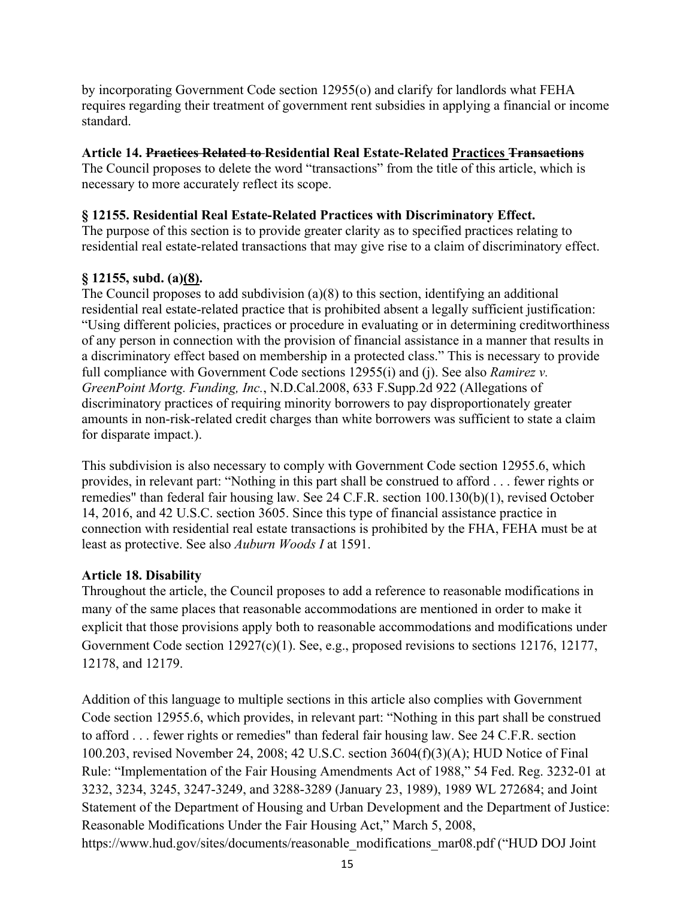by incorporating Government Code section 12955(o) and clarify for landlords what FEHA requires regarding their treatment of government rent subsidies in applying a financial or income standard.

**Article 14. ~~Practices Related to~~ Residential Real Estate-Related <u>Practices</u> ~~Transactions~~**

The Council proposes to delete the word "transactions" from the title of this article, which is necessary to more accurately reflect its scope.

**§ 12155. Residential Real Estate-Related Practices with Discriminatory Effect.**

The purpose of this section is to provide greater clarity as to specified practices relating to residential real estate-related transactions that may give rise to a claim of discriminatory effect.

**§ 12155, subd. (a)<u>(8)</u>.**

The Council proposes to add subdivision (a)(8) to this section, identifying an additional residential real estate-related practice that is prohibited absent a legally sufficient justification: "Using different policies, practices or procedure in evaluating or in determining creditworthiness of any person in connection with the provision of financial assistance in a manner that results in a discriminatory effect based on membership in a protected class." This is necessary to provide full compliance with Government Code sections 12955(i) and (j). See also *Ramirez v. GreenPoint Mortg. Funding, Inc.*, N.D.Cal.2008, 633 F.Supp.2d 922 (Allegations of discriminatory practices of requiring minority borrowers to pay disproportionately greater amounts in non-risk-related credit charges than white borrowers was sufficient to state a claim for disparate impact.).

This subdivision is also necessary to comply with Government Code section 12955.6, which provides, in relevant part: "Nothing in this part shall be construed to afford . . . fewer rights or remedies" than federal fair housing law. See 24 C.F.R. section 100.130(b)(1), revised October 14, 2016, and 42 U.S.C. section 3605. Since this type of financial assistance practice in connection with residential real estate transactions is prohibited by the FHA, FEHA must be at least as protective. See also *Auburn Woods I* at 1591.

**Article 18. Disability**

Throughout the article, the Council proposes to add a reference to reasonable modifications in many of the same places that reasonable accommodations are mentioned in order to make it explicit that those provisions apply both to reasonable accommodations and modifications under Government Code section 12927(c)(1). See, e.g., proposed revisions to sections 12176, 12177, 12178, and 12179.

Addition of this language to multiple sections in this article also complies with Government Code section 12955.6, which provides, in relevant part: "Nothing in this part shall be construed to afford . . . fewer rights or remedies" than federal fair housing law. See 24 C.F.R. section 100.203, revised November 24, 2008; 42 U.S.C. section 3604(f)(3)(A); HUD Notice of Final Rule: "Implementation of the Fair Housing Amendments Act of 1988," 54 Fed. Reg. 3232-01 at 3232, 3234, 3245, 3247-3249, and 3288-3289 (January 23, 1989), 1989 WL 272684; and Joint Statement of the Department of Housing and Urban Development and the Department of Justice: Reasonable Modifications Under the Fair Housing Act," March 5, 2008, https://www.hud.gov/sites/documents/reasonable_modifications_mar08.pdf ("HUD DOJ Joint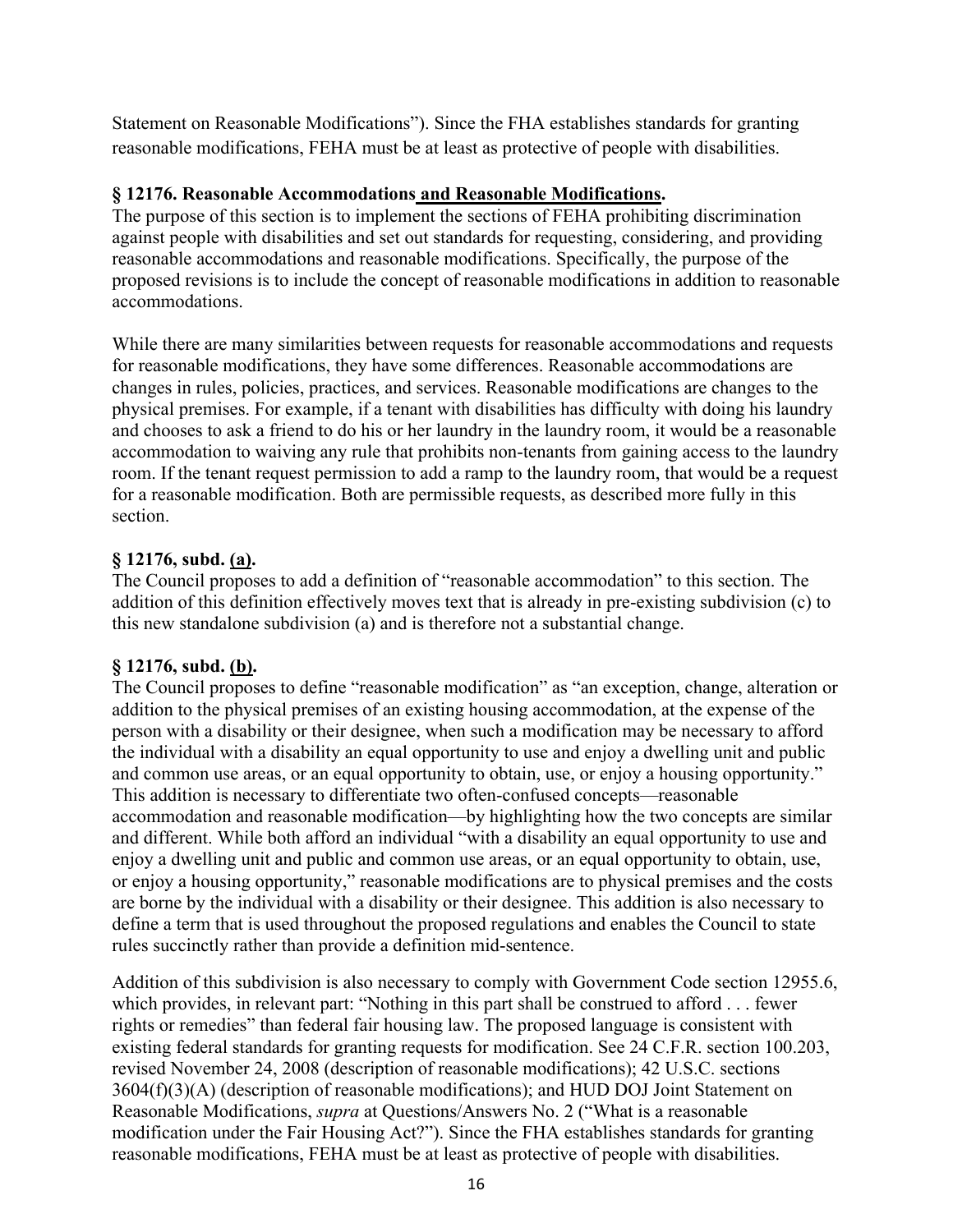Statement on Reasonable Modifications"). Since the FHA establishes standards for granting reasonable modifications, FEHA must be at least as protective of people with disabilities.

**§ 12176. Reasonable Accommodations <u>and Reasonable Modifications</u>.**

The purpose of this section is to implement the sections of FEHA prohibiting discrimination against people with disabilities and set out standards for requesting, considering, and providing reasonable accommodations and reasonable modifications. Specifically, the purpose of the proposed revisions is to include the concept of reasonable modifications in addition to reasonable accommodations.

While there are many similarities between requests for reasonable accommodations and requests for reasonable modifications, they have some differences. Reasonable accommodations are changes in rules, policies, practices, and services. Reasonable modifications are changes to the physical premises. For example, if a tenant with disabilities has difficulty with doing his laundry and chooses to ask a friend to do his or her laundry in the laundry room, it would be a reasonable accommodation to waiving any rule that prohibits non-tenants from gaining access to the laundry room. If the tenant request permission to add a ramp to the laundry room, that would be a request for a reasonable modification. Both are permissible requests, as described more fully in this section.

**§ 12176, subd. <u>(a)</u>.**

The Council proposes to add a definition of "reasonable accommodation" to this section. The addition of this definition effectively moves text that is already in pre-existing subdivision (c) to this new standalone subdivision (a) and is therefore not a substantial change.

**§ 12176, subd. <u>(b)</u>.**

The Council proposes to define "reasonable modification" as "an exception, change, alteration or addition to the physical premises of an existing housing accommodation, at the expense of the person with a disability or their designee, when such a modification may be necessary to afford the individual with a disability an equal opportunity to use and enjoy a dwelling unit and public and common use areas, or an equal opportunity to obtain, use, or enjoy a housing opportunity." This addition is necessary to differentiate two often-confused concepts—reasonable accommodation and reasonable modification—by highlighting how the two concepts are similar and different. While both afford an individual "with a disability an equal opportunity to use and enjoy a dwelling unit and public and common use areas, or an equal opportunity to obtain, use, or enjoy a housing opportunity," reasonable modifications are to physical premises and the costs are borne by the individual with a disability or their designee. This addition is also necessary to define a term that is used throughout the proposed regulations and enables the Council to state rules succinctly rather than provide a definition mid-sentence.

Addition of this subdivision is also necessary to comply with Government Code section 12955.6, which provides, in relevant part: "Nothing in this part shall be construed to afford . . . fewer rights or remedies" than federal fair housing law. The proposed language is consistent with existing federal standards for granting requests for modification. See 24 C.F.R. section 100.203, revised November 24, 2008 (description of reasonable modifications); 42 U.S.C. sections 3604(f)(3)(A) (description of reasonable modifications); and HUD DOJ Joint Statement on Reasonable Modifications, *supra* at Questions/Answers No. 2 ("What is a reasonable modification under the Fair Housing Act?"). Since the FHA establishes standards for granting reasonable modifications, FEHA must be at least as protective of people with disabilities.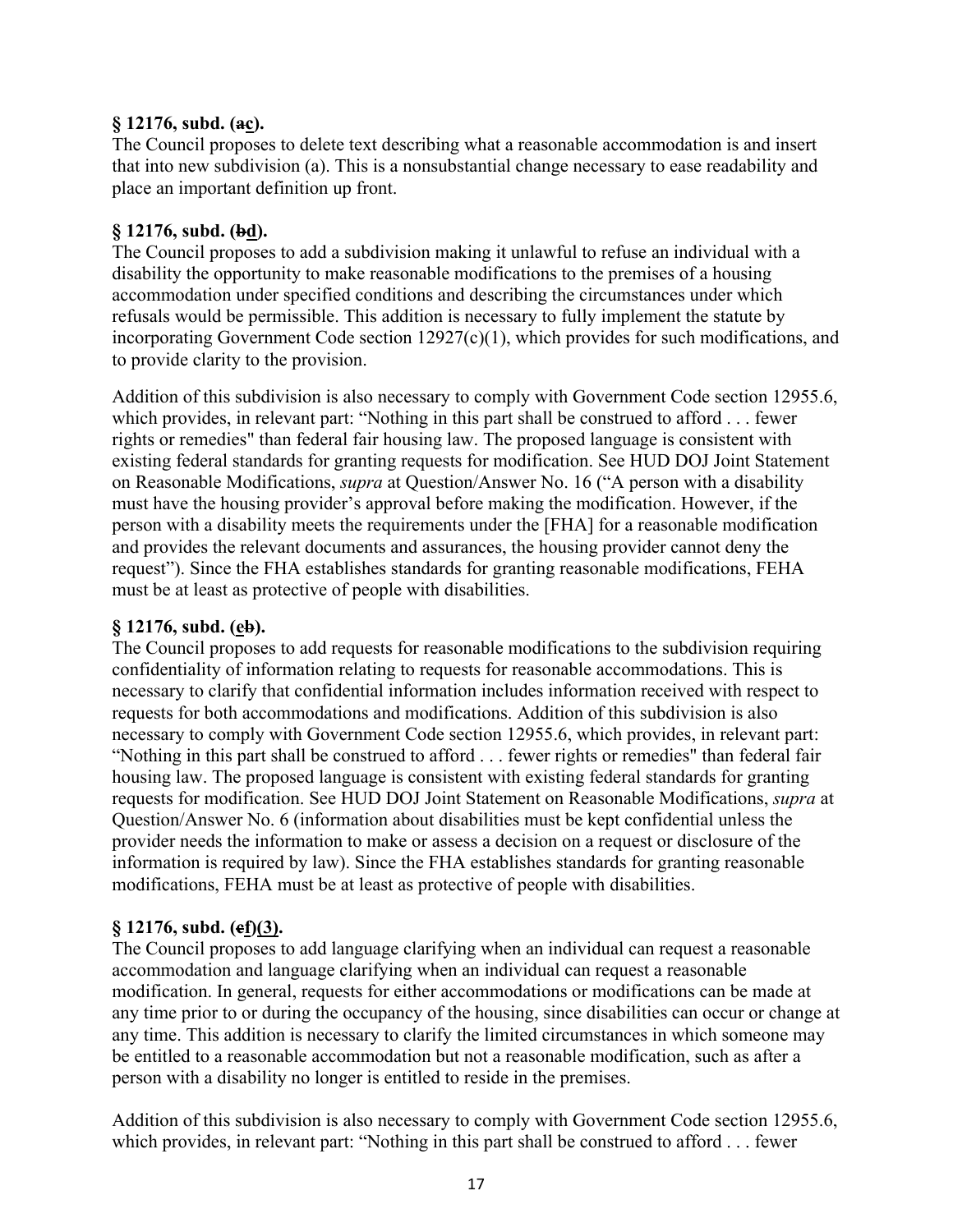**§ 12176, subd. (~~a~~c).**

The Council proposes to delete text describing what a reasonable accommodation is and insert that into new subdivision (a). This is a nonsubstantial change necessary to ease readability and place an important definition up front.

**§ 12176, subd. (~~b~~d).**

The Council proposes to add a subdivision making it unlawful to refuse an individual with a disability the opportunity to make reasonable modifications to the premises of a housing accommodation under specified conditions and describing the circumstances under which refusals would be permissible. This addition is necessary to fully implement the statute by incorporating Government Code section 12927(c)(1), which provides for such modifications, and to provide clarity to the provision.

Addition of this subdivision is also necessary to comply with Government Code section 12955.6, which provides, in relevant part: "Nothing in this part shall be construed to afford . . . fewer rights or remedies" than federal fair housing law. The proposed language is consistent with existing federal standards for granting requests for modification. See HUD DOJ Joint Statement on Reasonable Modifications, *supra* at Question/Answer No. 16 ("A person with a disability must have the housing provider's approval before making the modification. However, if the person with a disability meets the requirements under the [FHA] for a reasonable modification and provides the relevant documents and assurances, the housing provider cannot deny the request"). Since the FHA establishes standards for granting reasonable modifications, FEHA must be at least as protective of people with disabilities.

**§ 12176, subd. (e~~b~~).**

The Council proposes to add requests for reasonable modifications to the subdivision requiring confidentiality of information relating to requests for reasonable accommodations. This is necessary to clarify that confidential information includes information received with respect to requests for both accommodations and modifications. Addition of this subdivision is also necessary to comply with Government Code section 12955.6, which provides, in relevant part: "Nothing in this part shall be construed to afford . . . fewer rights or remedies" than federal fair housing law. The proposed language is consistent with existing federal standards for granting requests for modification. See HUD DOJ Joint Statement on Reasonable Modifications, *supra* at Question/Answer No. 6 (information about disabilities must be kept confidential unless the provider needs the information to make or assess a decision on a request or disclosure of the information is required by law). Since the FHA establishes standards for granting reasonable modifications, FEHA must be at least as protective of people with disabilities.

**§ 12176, subd. (~~e~~f)(3).**

The Council proposes to add language clarifying when an individual can request a reasonable accommodation and language clarifying when an individual can request a reasonable modification. In general, requests for either accommodations or modifications can be made at any time prior to or during the occupancy of the housing, since disabilities can occur or change at any time. This addition is necessary to clarify the limited circumstances in which someone may be entitled to a reasonable accommodation but not a reasonable modification, such as after a person with a disability no longer is entitled to reside in the premises.

Addition of this subdivision is also necessary to comply with Government Code section 12955.6, which provides, in relevant part: "Nothing in this part shall be construed to afford . . . fewer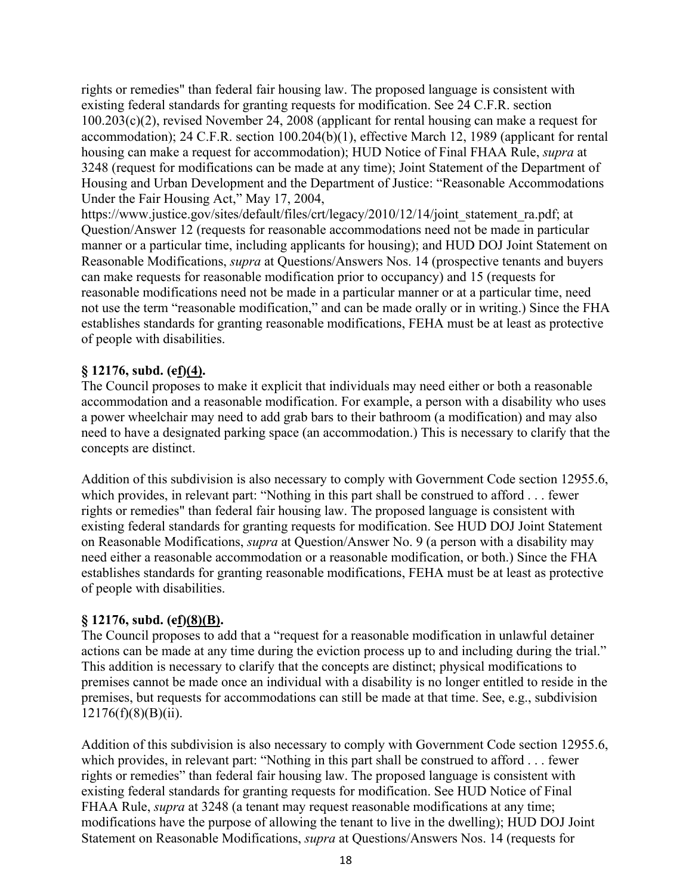rights or remedies" than federal fair housing law. The proposed language is consistent with existing federal standards for granting requests for modification. See 24 C.F.R. section 100.203(c)(2), revised November 24, 2008 (applicant for rental housing can make a request for accommodation); 24 C.F.R. section 100.204(b)(1), effective March 12, 1989 (applicant for rental housing can make a request for accommodation); HUD Notice of Final FHAA Rule, *supra* at 3248 (request for modifications can be made at any time); Joint Statement of the Department of Housing and Urban Development and the Department of Justice: "Reasonable Accommodations Under the Fair Housing Act," May 17, 2004, https://www.justice.gov/sites/default/files/crt/legacy/2010/12/14/joint_statement_ra.pdf; at Question/Answer 12 (requests for reasonable accommodations need not be made in particular manner or a particular time, including applicants for housing); and HUD DOJ Joint Statement on Reasonable Modifications, *supra* at Questions/Answers Nos. 14 (prospective tenants and buyers can make requests for reasonable modification prior to occupancy) and 15 (requests for reasonable modifications need not be made in a particular manner or at a particular time, need not use the term "reasonable modification," and can be made orally or in writing.) Since the FHA establishes standards for granting reasonable modifications, FEHA must be at least as protective of people with disabilities.

**§ 12176, subd. (~~e~~f)(4).**

The Council proposes to make it explicit that individuals may need either or both a reasonable accommodation and a reasonable modification. For example, a person with a disability who uses a power wheelchair may need to add grab bars to their bathroom (a modification) and may also need to have a designated parking space (an accommodation.) This is necessary to clarify that the concepts are distinct.

Addition of this subdivision is also necessary to comply with Government Code section 12955.6, which provides, in relevant part: "Nothing in this part shall be construed to afford . . . fewer rights or remedies" than federal fair housing law. The proposed language is consistent with existing federal standards for granting requests for modification. See HUD DOJ Joint Statement on Reasonable Modifications, *supra* at Question/Answer No. 9 (a person with a disability may need either a reasonable accommodation or a reasonable modification, or both.) Since the FHA establishes standards for granting reasonable modifications, FEHA must be at least as protective of people with disabilities.

**§ 12176, subd. (~~e~~f)(8)(B).**

The Council proposes to add that a "request for a reasonable modification in unlawful detainer actions can be made at any time during the eviction process up to and including during the trial." This addition is necessary to clarify that the concepts are distinct; physical modifications to premises cannot be made once an individual with a disability is no longer entitled to reside in the premises, but requests for accommodations can still be made at that time. See, e.g., subdivision 12176(f)(8)(B)(ii).

Addition of this subdivision is also necessary to comply with Government Code section 12955.6, which provides, in relevant part: "Nothing in this part shall be construed to afford . . . fewer rights or remedies" than federal fair housing law. The proposed language is consistent with existing federal standards for granting requests for modification. See HUD Notice of Final FHAA Rule, *supra* at 3248 (a tenant may request reasonable modifications at any time; modifications have the purpose of allowing the tenant to live in the dwelling); HUD DOJ Joint Statement on Reasonable Modifications, *supra* at Questions/Answers Nos. 14 (requests for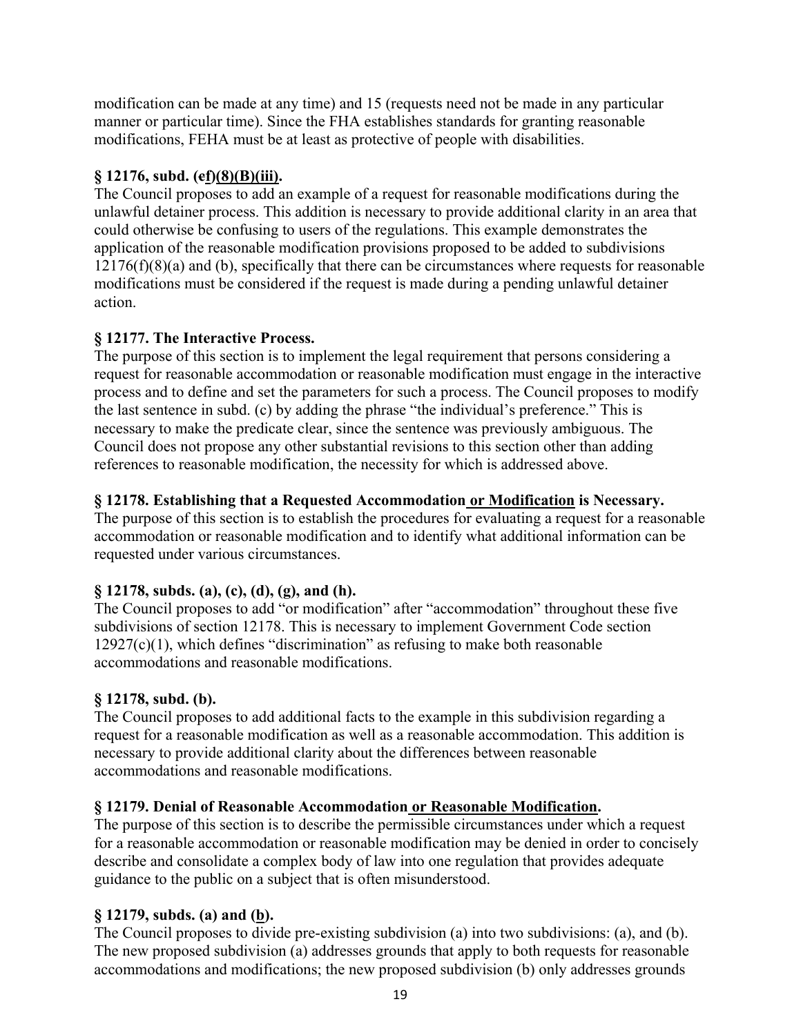modification can be made at any time) and 15 (requests need not be made in any particular manner or particular time). Since the FHA establishes standards for granting reasonable modifications, FEHA must be at least as protective of people with disabilities.

**§ 12176, subd. (~~e~~f)(8)(B)(iii).**

The Council proposes to add an example of a request for reasonable modifications during the unlawful detainer process. This addition is necessary to provide additional clarity in an area that could otherwise be confusing to users of the regulations. This example demonstrates the application of the reasonable modification provisions proposed to be added to subdivisions 12176(f)(8)(a) and (b), specifically that there can be circumstances where requests for reasonable modifications must be considered if the request is made during a pending unlawful detainer action.

**§ 12177. The Interactive Process.**

The purpose of this section is to implement the legal requirement that persons considering a request for reasonable accommodation or reasonable modification must engage in the interactive process and to define and set the parameters for such a process. The Council proposes to modify the last sentence in subd. (c) by adding the phrase "the individual's preference." This is necessary to make the predicate clear, since the sentence was previously ambiguous. The Council does not propose any other substantial revisions to this section other than adding references to reasonable modification, the necessity for which is addressed above.

**§ 12178. Establishing that a Requested Accommodation or Modification is Necessary.**

The purpose of this section is to establish the procedures for evaluating a request for a reasonable accommodation or reasonable modification and to identify what additional information can be requested under various circumstances.

**§ 12178, subds. (a), (c), (d), (g), and (h).**

The Council proposes to add "or modification" after "accommodation" throughout these five subdivisions of section 12178. This is necessary to implement Government Code section 12927(c)(1), which defines "discrimination" as refusing to make both reasonable accommodations and reasonable modifications.

**§ 12178, subd. (b).**

The Council proposes to add additional facts to the example in this subdivision regarding a request for a reasonable modification as well as a reasonable accommodation. This addition is necessary to provide additional clarity about the differences between reasonable accommodations and reasonable modifications.

**§ 12179. Denial of Reasonable Accommodation or Reasonable Modification.**

The purpose of this section is to describe the permissible circumstances under which a request for a reasonable accommodation or reasonable modification may be denied in order to concisely describe and consolidate a complex body of law into one regulation that provides adequate guidance to the public on a subject that is often misunderstood.

**§ 12179, subds. (a) and (b).**

The Council proposes to divide pre-existing subdivision (a) into two subdivisions: (a), and (b). The new proposed subdivision (a) addresses grounds that apply to both requests for reasonable accommodations and modifications; the new proposed subdivision (b) only addresses grounds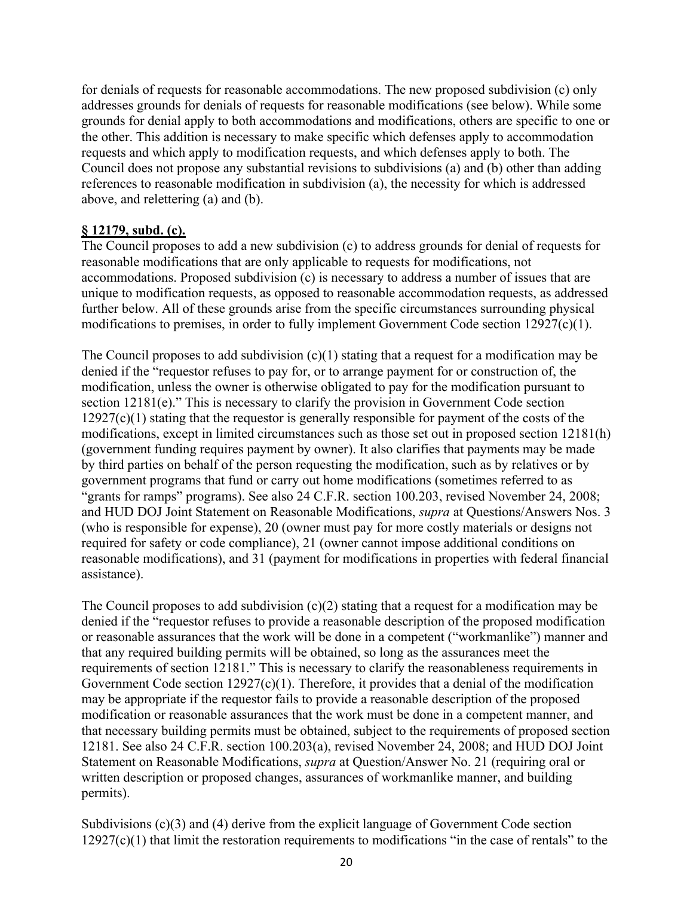for denials of requests for reasonable accommodations. The new proposed subdivision (c) only addresses grounds for denials of requests for reasonable modifications (see below). While some grounds for denial apply to both accommodations and modifications, others are specific to one or the other. This addition is necessary to make specific which defenses apply to accommodation requests and which apply to modification requests, and which defenses apply to both. The Council does not propose any substantial revisions to subdivisions (a) and (b) other than adding references to reasonable modification in subdivision (a), the necessity for which is addressed above, and relettering (a) and (b).

**§ 12179, subd. (c).**

The Council proposes to add a new subdivision (c) to address grounds for denial of requests for reasonable modifications that are only applicable to requests for modifications, not accommodations. Proposed subdivision (c) is necessary to address a number of issues that are unique to modification requests, as opposed to reasonable accommodation requests, as addressed further below. All of these grounds arise from the specific circumstances surrounding physical modifications to premises, in order to fully implement Government Code section 12927(c)(1).

The Council proposes to add subdivision (c)(1) stating that a request for a modification may be denied if the "requestor refuses to pay for, or to arrange payment for or construction of, the modification, unless the owner is otherwise obligated to pay for the modification pursuant to section 12181(e)." This is necessary to clarify the provision in Government Code section 12927(c)(1) stating that the requestor is generally responsible for payment of the costs of the modifications, except in limited circumstances such as those set out in proposed section 12181(h) (government funding requires payment by owner). It also clarifies that payments may be made by third parties on behalf of the person requesting the modification, such as by relatives or by government programs that fund or carry out home modifications (sometimes referred to as "grants for ramps" programs). See also 24 C.F.R. section 100.203, revised November 24, 2008; and HUD DOJ Joint Statement on Reasonable Modifications, *supra* at Questions/Answers Nos. 3 (who is responsible for expense), 20 (owner must pay for more costly materials or designs not required for safety or code compliance), 21 (owner cannot impose additional conditions on reasonable modifications), and 31 (payment for modifications in properties with federal financial assistance).

The Council proposes to add subdivision (c)(2) stating that a request for a modification may be denied if the "requestor refuses to provide a reasonable description of the proposed modification or reasonable assurances that the work will be done in a competent ("workmanlike") manner and that any required building permits will be obtained, so long as the assurances meet the requirements of section 12181." This is necessary to clarify the reasonableness requirements in Government Code section 12927(c)(1). Therefore, it provides that a denial of the modification may be appropriate if the requestor fails to provide a reasonable description of the proposed modification or reasonable assurances that the work must be done in a competent manner, and that necessary building permits must be obtained, subject to the requirements of proposed section 12181. See also 24 C.F.R. section 100.203(a), revised November 24, 2008; and HUD DOJ Joint Statement on Reasonable Modifications, *supra* at Question/Answer No. 21 (requiring oral or written description or proposed changes, assurances of workmanlike manner, and building permits).

Subdivisions (c)(3) and (4) derive from the explicit language of Government Code section 12927(c)(1) that limit the restoration requirements to modifications "in the case of rentals" to the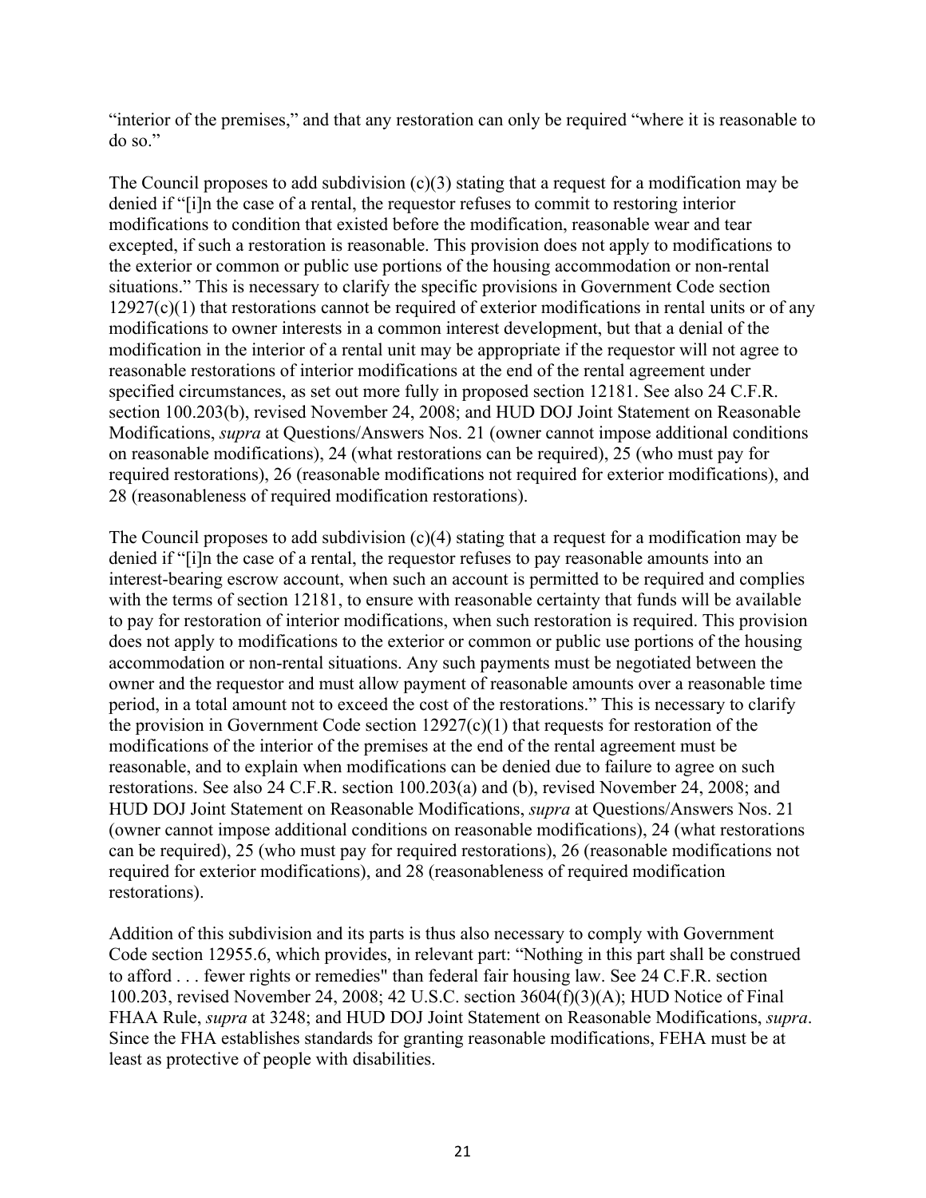"interior of the premises," and that any restoration can only be required "where it is reasonable to do so."

The Council proposes to add subdivision (c)(3) stating that a request for a modification may be denied if "[i]n the case of a rental, the requestor refuses to commit to restoring interior modifications to condition that existed before the modification, reasonable wear and tear excepted, if such a restoration is reasonable. This provision does not apply to modifications to the exterior or common or public use portions of the housing accommodation or non-rental situations." This is necessary to clarify the specific provisions in Government Code section 12927(c)(1) that restorations cannot be required of exterior modifications in rental units or of any modifications to owner interests in a common interest development, but that a denial of the modification in the interior of a rental unit may be appropriate if the requestor will not agree to reasonable restorations of interior modifications at the end of the rental agreement under specified circumstances, as set out more fully in proposed section 12181. See also 24 C.F.R. section 100.203(b), revised November 24, 2008; and HUD DOJ Joint Statement on Reasonable Modifications, *supra* at Questions/Answers Nos. 21 (owner cannot impose additional conditions on reasonable modifications), 24 (what restorations can be required), 25 (who must pay for required restorations), 26 (reasonable modifications not required for exterior modifications), and 28 (reasonableness of required modification restorations).

The Council proposes to add subdivision (c)(4) stating that a request for a modification may be denied if "[i]n the case of a rental, the requestor refuses to pay reasonable amounts into an interest-bearing escrow account, when such an account is permitted to be required and complies with the terms of section 12181, to ensure with reasonable certainty that funds will be available to pay for restoration of interior modifications, when such restoration is required. This provision does not apply to modifications to the exterior or common or public use portions of the housing accommodation or non-rental situations. Any such payments must be negotiated between the owner and the requestor and must allow payment of reasonable amounts over a reasonable time period, in a total amount not to exceed the cost of the restorations." This is necessary to clarify the provision in Government Code section 12927(c)(1) that requests for restoration of the modifications of the interior of the premises at the end of the rental agreement must be reasonable, and to explain when modifications can be denied due to failure to agree on such restorations. See also 24 C.F.R. section 100.203(a) and (b), revised November 24, 2008; and HUD DOJ Joint Statement on Reasonable Modifications, *supra* at Questions/Answers Nos. 21 (owner cannot impose additional conditions on reasonable modifications), 24 (what restorations can be required), 25 (who must pay for required restorations), 26 (reasonable modifications not required for exterior modifications), and 28 (reasonableness of required modification restorations).

Addition of this subdivision and its parts is thus also necessary to comply with Government Code section 12955.6, which provides, in relevant part: "Nothing in this part shall be construed to afford . . . fewer rights or remedies" than federal fair housing law. See 24 C.F.R. section 100.203, revised November 24, 2008; 42 U.S.C. section 3604(f)(3)(A); HUD Notice of Final FHAA Rule, *supra* at 3248; and HUD DOJ Joint Statement on Reasonable Modifications, *supra*. Since the FHA establishes standards for granting reasonable modifications, FEHA must be at least as protective of people with disabilities.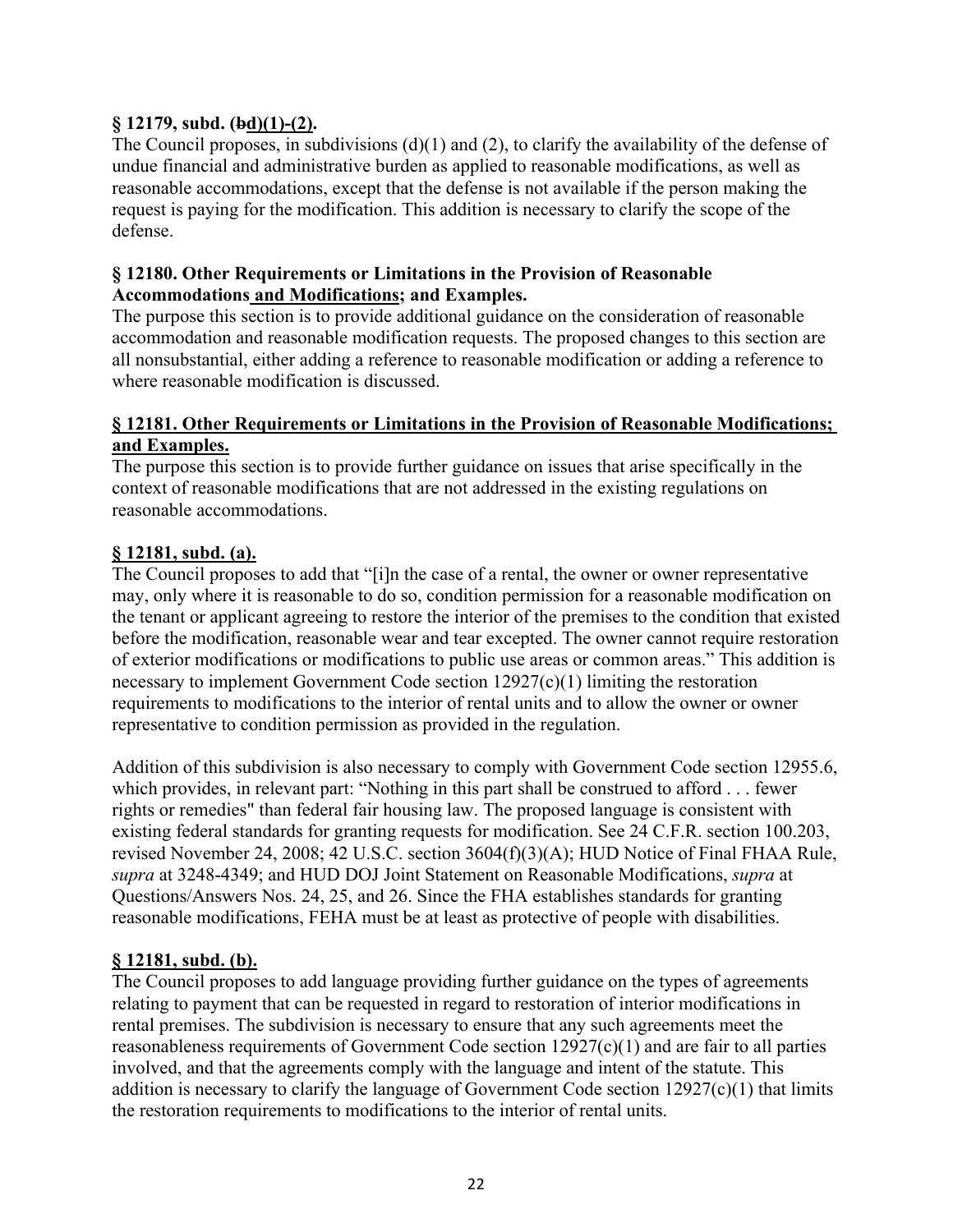**§ 12179, subd. (~~b~~d)(1)-(2).**

The Council proposes, in subdivisions (d)(1) and (2), to clarify the availability of the defense of undue financial and administrative burden as applied to reasonable modifications, as well as reasonable accommodations, except that the defense is not available if the person making the request is paying for the modification. This addition is necessary to clarify the scope of the defense.

**§ 12180. Other Requirements or Limitations in the Provision of Reasonable Accommodations <u>and Modifications</u>; and Examples.**

The purpose this section is to provide additional guidance on the consideration of reasonable accommodation and reasonable modification requests. The proposed changes to this section are all nonsubstantial, either adding a reference to reasonable modification or adding a reference to where reasonable modification is discussed.

**<u>§ 12181. Other Requirements or Limitations in the Provision of Reasonable Modifications; and Examples.</u>**

The purpose this section is to provide further guidance on issues that arise specifically in the context of reasonable modifications that are not addressed in the existing regulations on reasonable accommodations.

**<u>§ 12181, subd. (a).</u>**

The Council proposes to add that "[i]n the case of a rental, the owner or owner representative may, only where it is reasonable to do so, condition permission for a reasonable modification on the tenant or applicant agreeing to restore the interior of the premises to the condition that existed before the modification, reasonable wear and tear excepted. The owner cannot require restoration of exterior modifications or modifications to public use areas or common areas." This addition is necessary to implement Government Code section 12927(c)(1) limiting the restoration requirements to modifications to the interior of rental units and to allow the owner or owner representative to condition permission as provided in the regulation.

Addition of this subdivision is also necessary to comply with Government Code section 12955.6, which provides, in relevant part: "Nothing in this part shall be construed to afford . . . fewer rights or remedies" than federal fair housing law. The proposed language is consistent with existing federal standards for granting requests for modification. See 24 C.F.R. section 100.203, revised November 24, 2008; 42 U.S.C. section 3604(f)(3)(A); HUD Notice of Final FHAA Rule, *supra* at 3248-4349; and HUD DOJ Joint Statement on Reasonable Modifications, *supra* at Questions/Answers Nos. 24, 25, and 26. Since the FHA establishes standards for granting reasonable modifications, FEHA must be at least as protective of people with disabilities.

**<u>§ 12181, subd. (b).</u>**

The Council proposes to add language providing further guidance on the types of agreements relating to payment that can be requested in regard to restoration of interior modifications in rental premises. The subdivision is necessary to ensure that any such agreements meet the reasonableness requirements of Government Code section 12927(c)(1) and are fair to all parties involved, and that the agreements comply with the language and intent of the statute. This addition is necessary to clarify the language of Government Code section 12927(c)(1) that limits the restoration requirements to modifications to the interior of rental units.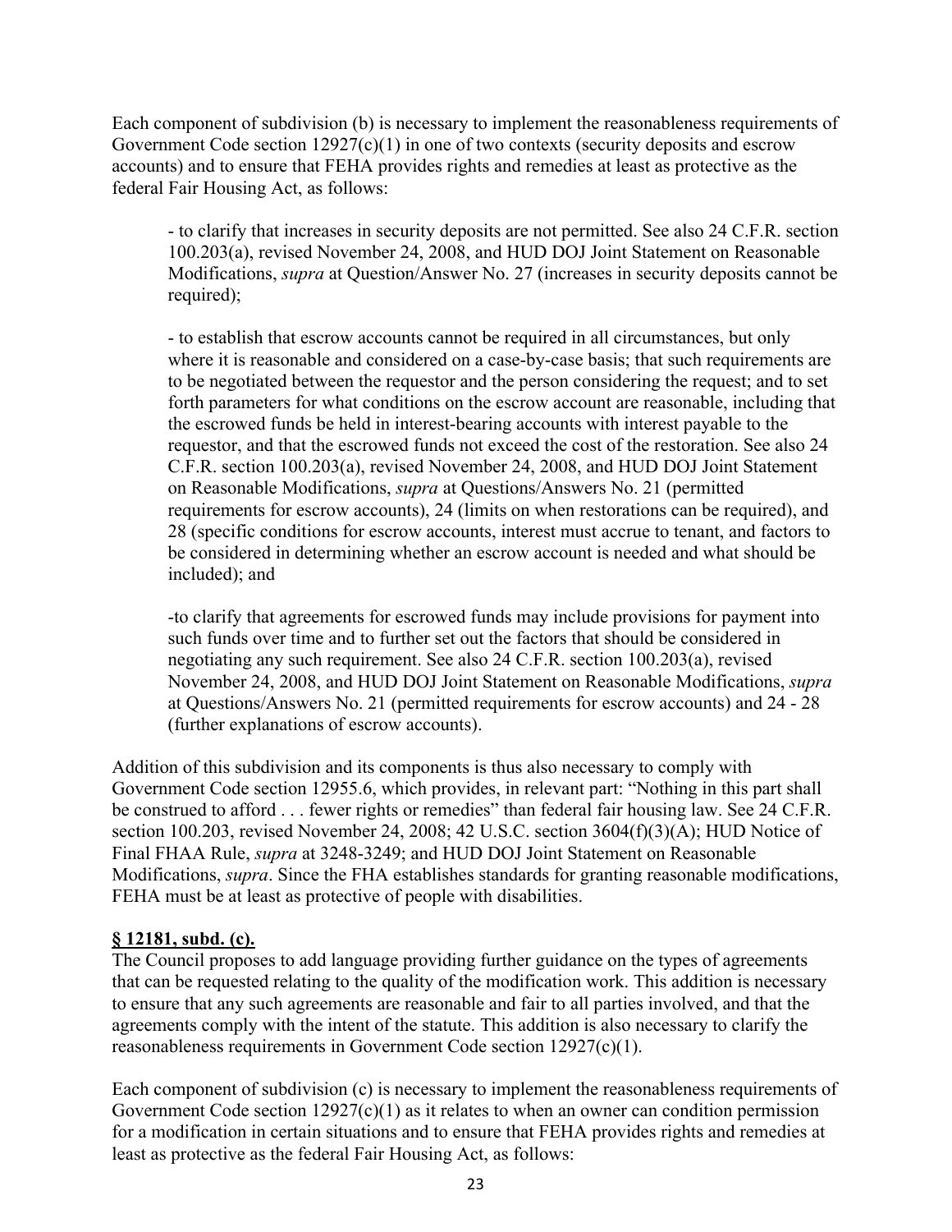Each component of subdivision (b) is necessary to implement the reasonableness requirements of Government Code section 12927(c)(1) in one of two contexts (security deposits and escrow accounts) and to ensure that FEHA provides rights and remedies at least as protective as the federal Fair Housing Act, as follows:

- to clarify that increases in security deposits are not permitted. See also 24 C.F.R. section 100.203(a), revised November 24, 2008, and HUD DOJ Joint Statement on Reasonable Modifications, *supra* at Question/Answer No. 27 (increases in security deposits cannot be required);

- to establish that escrow accounts cannot be required in all circumstances, but only where it is reasonable and considered on a case-by-case basis; that such requirements are to be negotiated between the requestor and the person considering the request; and to set forth parameters for what conditions on the escrow account are reasonable, including that the escrowed funds be held in interest-bearing accounts with interest payable to the requestor, and that the escrowed funds not exceed the cost of the restoration. See also 24 C.F.R. section 100.203(a), revised November 24, 2008, and HUD DOJ Joint Statement on Reasonable Modifications, *supra* at Questions/Answers No. 21 (permitted requirements for escrow accounts), 24 (limits on when restorations can be required), and 28 (specific conditions for escrow accounts, interest must accrue to tenant, and factors to be considered in determining whether an escrow account is needed and what should be included); and

- to clarify that agreements for escrowed funds may include provisions for payment into such funds over time and to further set out the factors that should be considered in negotiating any such requirement. See also 24 C.F.R. section 100.203(a), revised November 24, 2008, and HUD DOJ Joint Statement on Reasonable Modifications, *supra* at Questions/Answers No. 21 (permitted requirements for escrow accounts) and 24 - 28 (further explanations of escrow accounts).

Addition of this subdivision and its components is thus also necessary to comply with Government Code section 12955.6, which provides, in relevant part: "Nothing in this part shall be construed to afford . . . fewer rights or remedies" than federal fair housing law. See 24 C.F.R. section 100.203, revised November 24, 2008; 42 U.S.C. section 3604(f)(3)(A); HUD Notice of Final FHAA Rule, *supra* at 3248-3249; and HUD DOJ Joint Statement on Reasonable Modifications, *supra*. Since the FHA establishes standards for granting reasonable modifications, FEHA must be at least as protective of people with disabilities.

**§ 12181, subd. (c).**

The Council proposes to add language providing further guidance on the types of agreements that can be requested relating to the quality of the modification work. This addition is necessary to ensure that any such agreements are reasonable and fair to all parties involved, and that the agreements comply with the intent of the statute. This addition is also necessary to clarify the reasonableness requirements in Government Code section 12927(c)(1).

Each component of subdivision (c) is necessary to implement the reasonableness requirements of Government Code section 12927(c)(1) as it relates to when an owner can condition permission for a modification in certain situations and to ensure that FEHA provides rights and remedies at least as protective as the federal Fair Housing Act, as follows: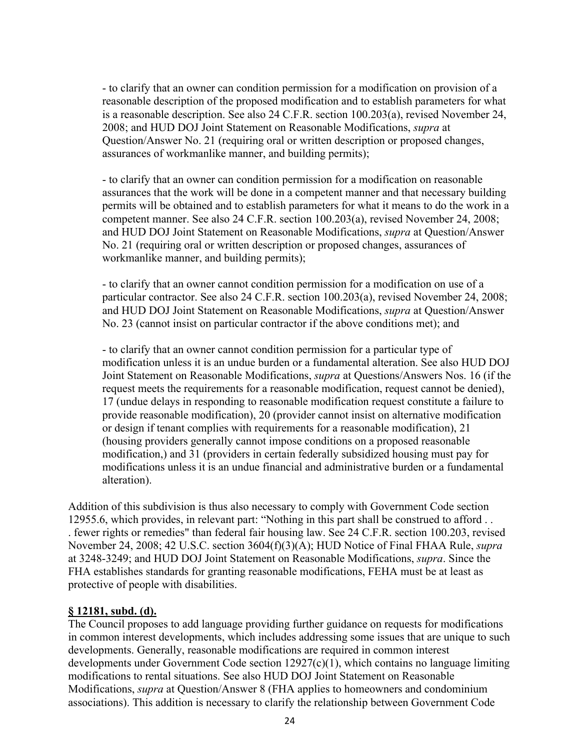- to clarify that an owner can condition permission for a modification on provision of a reasonable description of the proposed modification and to establish parameters for what is a reasonable description. See also 24 C.F.R. section 100.203(a), revised November 24, 2008; and HUD DOJ Joint Statement on Reasonable Modifications, *supra* at Question/Answer No. 21 (requiring oral or written description or proposed changes, assurances of workmanlike manner, and building permits);

- to clarify that an owner can condition permission for a modification on reasonable assurances that the work will be done in a competent manner and that necessary building permits will be obtained and to establish parameters for what it means to do the work in a competent manner. See also 24 C.F.R. section 100.203(a), revised November 24, 2008; and HUD DOJ Joint Statement on Reasonable Modifications, *supra* at Question/Answer No. 21 (requiring oral or written description or proposed changes, assurances of workmanlike manner, and building permits);

- to clarify that an owner cannot condition permission for a modification on use of a particular contractor. See also 24 C.F.R. section 100.203(a), revised November 24, 2008; and HUD DOJ Joint Statement on Reasonable Modifications, *supra* at Question/Answer No. 23 (cannot insist on particular contractor if the above conditions met); and

- to clarify that an owner cannot condition permission for a particular type of modification unless it is an undue burden or a fundamental alteration. See also HUD DOJ Joint Statement on Reasonable Modifications, *supra* at Questions/Answers Nos. 16 (if the request meets the requirements for a reasonable modification, request cannot be denied), 17 (undue delays in responding to reasonable modification request constitute a failure to provide reasonable modification), 20 (provider cannot insist on alternative modification or design if tenant complies with requirements for a reasonable modification), 21 (housing providers generally cannot impose conditions on a proposed reasonable modification,) and 31 (providers in certain federally subsidized housing must pay for modifications unless it is an undue financial and administrative burden or a fundamental alteration).

Addition of this subdivision is thus also necessary to comply with Government Code section 12955.6, which provides, in relevant part: "Nothing in this part shall be construed to afford . . . fewer rights or remedies" than federal fair housing law. See 24 C.F.R. section 100.203, revised November 24, 2008; 42 U.S.C. section 3604(f)(3)(A); HUD Notice of Final FHAA Rule, *supra* at 3248-3249; and HUD DOJ Joint Statement on Reasonable Modifications, *supra*. Since the FHA establishes standards for granting reasonable modifications, FEHA must be at least as protective of people with disabilities.

**§ 12181, subd. (d).**

The Council proposes to add language providing further guidance on requests for modifications in common interest developments, which includes addressing some issues that are unique to such developments. Generally, reasonable modifications are required in common interest developments under Government Code section 12927(c)(1), which contains no language limiting modifications to rental situations. See also HUD DOJ Joint Statement on Reasonable Modifications, *supra* at Question/Answer 8 (FHA applies to homeowners and condominium associations). This addition is necessary to clarify the relationship between Government Code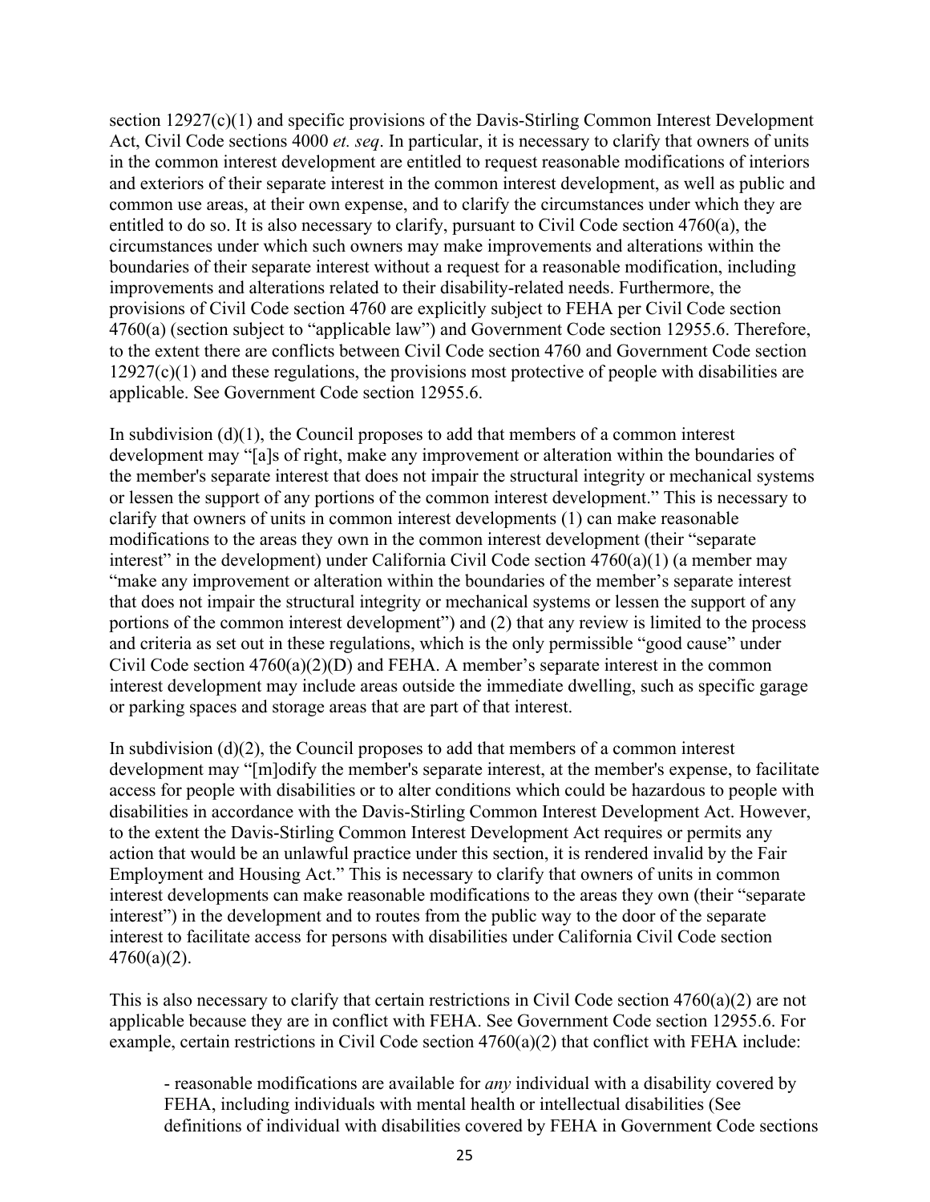section 12927(c)(1) and specific provisions of the Davis-Stirling Common Interest Development Act, Civil Code sections 4000 *et. seq*. In particular, it is necessary to clarify that owners of units in the common interest development are entitled to request reasonable modifications of interiors and exteriors of their separate interest in the common interest development, as well as public and common use areas, at their own expense, and to clarify the circumstances under which they are entitled to do so. It is also necessary to clarify, pursuant to Civil Code section 4760(a), the circumstances under which such owners may make improvements and alterations within the boundaries of their separate interest without a request for a reasonable modification, including improvements and alterations related to their disability-related needs. Furthermore, the provisions of Civil Code section 4760 are explicitly subject to FEHA per Civil Code section 4760(a) (section subject to "applicable law") and Government Code section 12955.6. Therefore, to the extent there are conflicts between Civil Code section 4760 and Government Code section 12927(c)(1) and these regulations, the provisions most protective of people with disabilities are applicable. See Government Code section 12955.6.

In subdivision (d)(1), the Council proposes to add that members of a common interest development may "[a]s of right, make any improvement or alteration within the boundaries of the member's separate interest that does not impair the structural integrity or mechanical systems or lessen the support of any portions of the common interest development." This is necessary to clarify that owners of units in common interest developments (1) can make reasonable modifications to the areas they own in the common interest development (their "separate interest" in the development) under California Civil Code section 4760(a)(1) (a member may "make any improvement or alteration within the boundaries of the member's separate interest that does not impair the structural integrity or mechanical systems or lessen the support of any portions of the common interest development") and (2) that any review is limited to the process and criteria as set out in these regulations, which is the only permissible "good cause" under Civil Code section 4760(a)(2)(D) and FEHA. A member's separate interest in the common interest development may include areas outside the immediate dwelling, such as specific garage or parking spaces and storage areas that are part of that interest.

In subdivision (d)(2), the Council proposes to add that members of a common interest development may "[m]odify the member's separate interest, at the member's expense, to facilitate access for people with disabilities or to alter conditions which could be hazardous to people with disabilities in accordance with the Davis-Stirling Common Interest Development Act. However, to the extent the Davis-Stirling Common Interest Development Act requires or permits any action that would be an unlawful practice under this section, it is rendered invalid by the Fair Employment and Housing Act." This is necessary to clarify that owners of units in common interest developments can make reasonable modifications to the areas they own (their "separate interest") in the development and to routes from the public way to the door of the separate interest to facilitate access for persons with disabilities under California Civil Code section 4760(a)(2).

This is also necessary to clarify that certain restrictions in Civil Code section 4760(a)(2) are not applicable because they are in conflict with FEHA. See Government Code section 12955.6. For example, certain restrictions in Civil Code section 4760(a)(2) that conflict with FEHA include:

> - reasonable modifications are available for *any* individual with a disability covered by FEHA, including individuals with mental health or intellectual disabilities (See definitions of individual with disabilities covered by FEHA in Government Code sections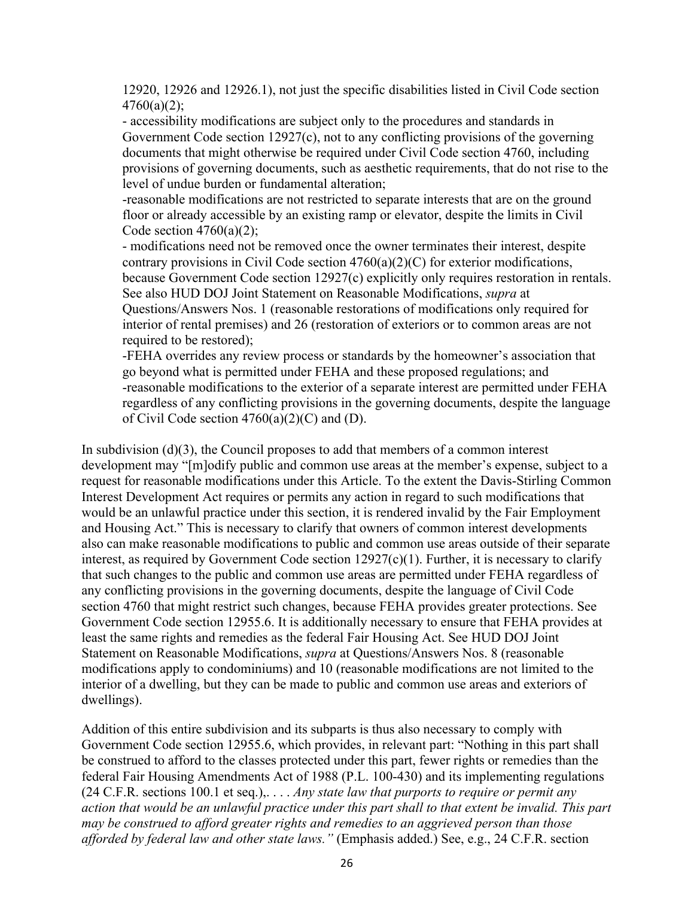12920, 12926 and 12926.1), not just the specific disabilities listed in Civil Code section 4760(a)(2);

- accessibility modifications are subject only to the procedures and standards in Government Code section 12927(c), not to any conflicting provisions of the governing documents that might otherwise be required under Civil Code section 4760, including provisions of governing documents, such as aesthetic requirements, that do not rise to the level of undue burden or fundamental alteration;

-reasonable modifications are not restricted to separate interests that are on the ground floor or already accessible by an existing ramp or elevator, despite the limits in Civil Code section 4760(a)(2);

- modifications need not be removed once the owner terminates their interest, despite contrary provisions in Civil Code section 4760(a)(2)(C) for exterior modifications, because Government Code section 12927(c) explicitly only requires restoration in rentals. See also HUD DOJ Joint Statement on Reasonable Modifications, *supra* at Questions/Answers Nos. 1 (reasonable restorations of modifications only required for interior of rental premises) and 26 (restoration of exteriors or to common areas are not required to be restored);

-FEHA overrides any review process or standards by the homeowner's association that go beyond what is permitted under FEHA and these proposed regulations; and

-reasonable modifications to the exterior of a separate interest are permitted under FEHA regardless of any conflicting provisions in the governing documents, despite the language of Civil Code section 4760(a)(2)(C) and (D).

In subdivision (d)(3), the Council proposes to add that members of a common interest development may "[m]odify public and common use areas at the member's expense, subject to a request for reasonable modifications under this Article. To the extent the Davis-Stirling Common Interest Development Act requires or permits any action in regard to such modifications that would be an unlawful practice under this section, it is rendered invalid by the Fair Employment and Housing Act." This is necessary to clarify that owners of common interest developments also can make reasonable modifications to public and common use areas outside of their separate interest, as required by Government Code section 12927(c)(1). Further, it is necessary to clarify that such changes to the public and common use areas are permitted under FEHA regardless of any conflicting provisions in the governing documents, despite the language of Civil Code section 4760 that might restrict such changes, because FEHA provides greater protections. See Government Code section 12955.6. It is additionally necessary to ensure that FEHA provides at least the same rights and remedies as the federal Fair Housing Act. See HUD DOJ Joint Statement on Reasonable Modifications, *supra* at Questions/Answers Nos. 8 (reasonable modifications apply to condominiums) and 10 (reasonable modifications are not limited to the interior of a dwelling, but they can be made to public and common use areas and exteriors of dwellings).

Addition of this entire subdivision and its subparts is thus also necessary to comply with Government Code section 12955.6, which provides, in relevant part: "Nothing in this part shall be construed to afford to the classes protected under this part, fewer rights or remedies than the federal Fair Housing Amendments Act of 1988 (P.L. 100-430) and its implementing regulations (24 C.F.R. sections 100.1 et seq.),. . . . *Any state law that purports to require or permit any action that would be an unlawful practice under this part shall to that extent be invalid. This part may be construed to afford greater rights and remedies to an aggrieved person than those afforded by federal law and other state laws."* (Emphasis added.) See, e.g., 24 C.F.R. section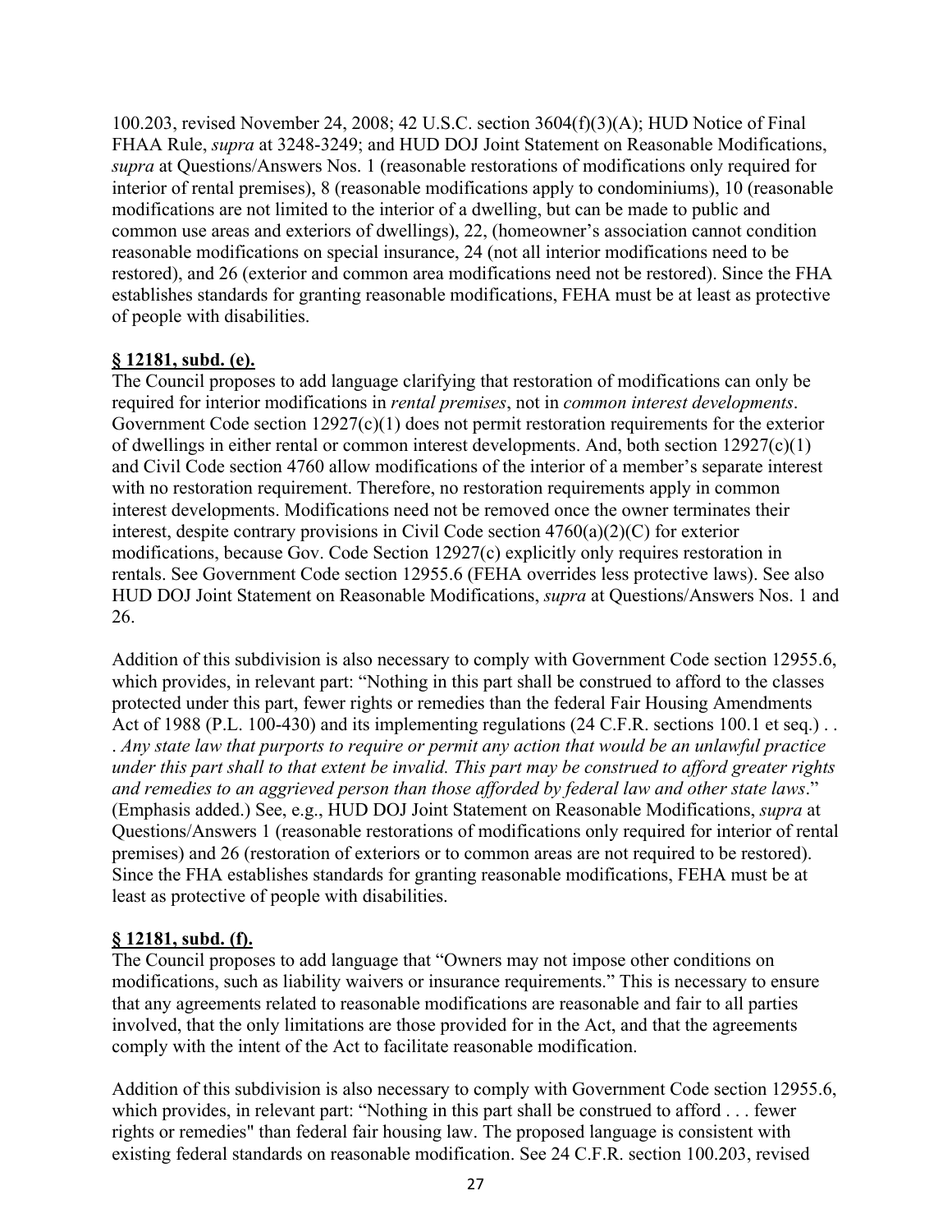100.203, revised November 24, 2008; 42 U.S.C. section 3604(f)(3)(A); HUD Notice of Final FHAA Rule, *supra* at 3248-3249; and HUD DOJ Joint Statement on Reasonable Modifications, *supra* at Questions/Answers Nos. 1 (reasonable restorations of modifications only required for interior of rental premises), 8 (reasonable modifications apply to condominiums), 10 (reasonable modifications are not limited to the interior of a dwelling, but can be made to public and common use areas and exteriors of dwellings), 22, (homeowner's association cannot condition reasonable modifications on special insurance, 24 (not all interior modifications need to be restored), and 26 (exterior and common area modifications need not be restored). Since the FHA establishes standards for granting reasonable modifications, FEHA must be at least as protective of people with disabilities.

**§ 12181, subd. (e).**

The Council proposes to add language clarifying that restoration of modifications can only be required for interior modifications in *rental premises*, not in *common interest developments*. Government Code section 12927(c)(1) does not permit restoration requirements for the exterior of dwellings in either rental or common interest developments. And, both section 12927(c)(1) and Civil Code section 4760 allow modifications of the interior of a member's separate interest with no restoration requirement. Therefore, no restoration requirements apply in common interest developments. Modifications need not be removed once the owner terminates their interest, despite contrary provisions in Civil Code section 4760(a)(2)(C) for exterior modifications, because Gov. Code Section 12927(c) explicitly only requires restoration in rentals. See Government Code section 12955.6 (FEHA overrides less protective laws). See also HUD DOJ Joint Statement on Reasonable Modifications, *supra* at Questions/Answers Nos. 1 and 26.

Addition of this subdivision is also necessary to comply with Government Code section 12955.6, which provides, in relevant part: "Nothing in this part shall be construed to afford to the classes protected under this part, fewer rights or remedies than the federal Fair Housing Amendments Act of 1988 (P.L. 100-430) and its implementing regulations (24 C.F.R. sections 100.1 et seq.) . . . *Any state law that purports to require or permit any action that would be an unlawful practice under this part shall to that extent be invalid. This part may be construed to afford greater rights and remedies to an aggrieved person than those afforded by federal law and other state laws*." (Emphasis added.) See, e.g., HUD DOJ Joint Statement on Reasonable Modifications, *supra* at Questions/Answers 1 (reasonable restorations of modifications only required for interior of rental premises) and 26 (restoration of exteriors or to common areas are not required to be restored). Since the FHA establishes standards for granting reasonable modifications, FEHA must be at least as protective of people with disabilities.

**§ 12181, subd. (f).**

The Council proposes to add language that "Owners may not impose other conditions on modifications, such as liability waivers or insurance requirements." This is necessary to ensure that any agreements related to reasonable modifications are reasonable and fair to all parties involved, that the only limitations are those provided for in the Act, and that the agreements comply with the intent of the Act to facilitate reasonable modification.

Addition of this subdivision is also necessary to comply with Government Code section 12955.6, which provides, in relevant part: "Nothing in this part shall be construed to afford . . . fewer rights or remedies" than federal fair housing law. The proposed language is consistent with existing federal standards on reasonable modification. See 24 C.F.R. section 100.203, revised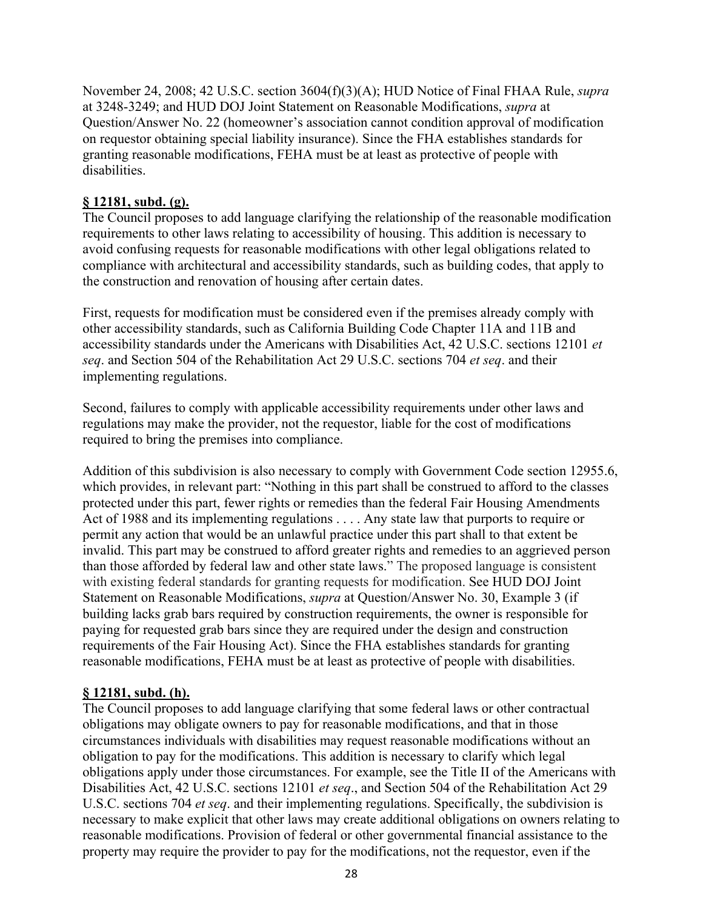November 24, 2008; 42 U.S.C. section 3604(f)(3)(A); HUD Notice of Final FHAA Rule, *supra* at 3248-3249; and HUD DOJ Joint Statement on Reasonable Modifications, *supra* at Question/Answer No. 22 (homeowner's association cannot condition approval of modification on requestor obtaining special liability insurance). Since the FHA establishes standards for granting reasonable modifications, FEHA must be at least as protective of people with disabilities.

**§ 12181, subd. (g).**

The Council proposes to add language clarifying the relationship of the reasonable modification requirements to other laws relating to accessibility of housing. This addition is necessary to avoid confusing requests for reasonable modifications with other legal obligations related to compliance with architectural and accessibility standards, such as building codes, that apply to the construction and renovation of housing after certain dates.

First, requests for modification must be considered even if the premises already comply with other accessibility standards, such as California Building Code Chapter 11A and 11B and accessibility standards under the Americans with Disabilities Act, 42 U.S.C. sections 12101 *et seq*. and Section 504 of the Rehabilitation Act 29 U.S.C. sections 704 *et seq*. and their implementing regulations.

Second, failures to comply with applicable accessibility requirements under other laws and regulations may make the provider, not the requestor, liable for the cost of modifications required to bring the premises into compliance.

Addition of this subdivision is also necessary to comply with Government Code section 12955.6, which provides, in relevant part: "Nothing in this part shall be construed to afford to the classes protected under this part, fewer rights or remedies than the federal Fair Housing Amendments Act of 1988 and its implementing regulations . . . . Any state law that purports to require or permit any action that would be an unlawful practice under this part shall to that extent be invalid. This part may be construed to afford greater rights and remedies to an aggrieved person than those afforded by federal law and other state laws." The proposed language is consistent with existing federal standards for granting requests for modification. See HUD DOJ Joint Statement on Reasonable Modifications, *supra* at Question/Answer No. 30, Example 3 (if building lacks grab bars required by construction requirements, the owner is responsible for paying for requested grab bars since they are required under the design and construction requirements of the Fair Housing Act). Since the FHA establishes standards for granting reasonable modifications, FEHA must be at least as protective of people with disabilities.

**§ 12181, subd. (h).**

The Council proposes to add language clarifying that some federal laws or other contractual obligations may obligate owners to pay for reasonable modifications, and that in those circumstances individuals with disabilities may request reasonable modifications without an obligation to pay for the modifications. This addition is necessary to clarify which legal obligations apply under those circumstances. For example, see the Title II of the Americans with Disabilities Act, 42 U.S.C. sections 12101 *et seq*., and Section 504 of the Rehabilitation Act 29 U.S.C. sections 704 *et seq*. and their implementing regulations. Specifically, the subdivision is necessary to make explicit that other laws may create additional obligations on owners relating to reasonable modifications. Provision of federal or other governmental financial assistance to the property may require the provider to pay for the modifications, not the requestor, even if the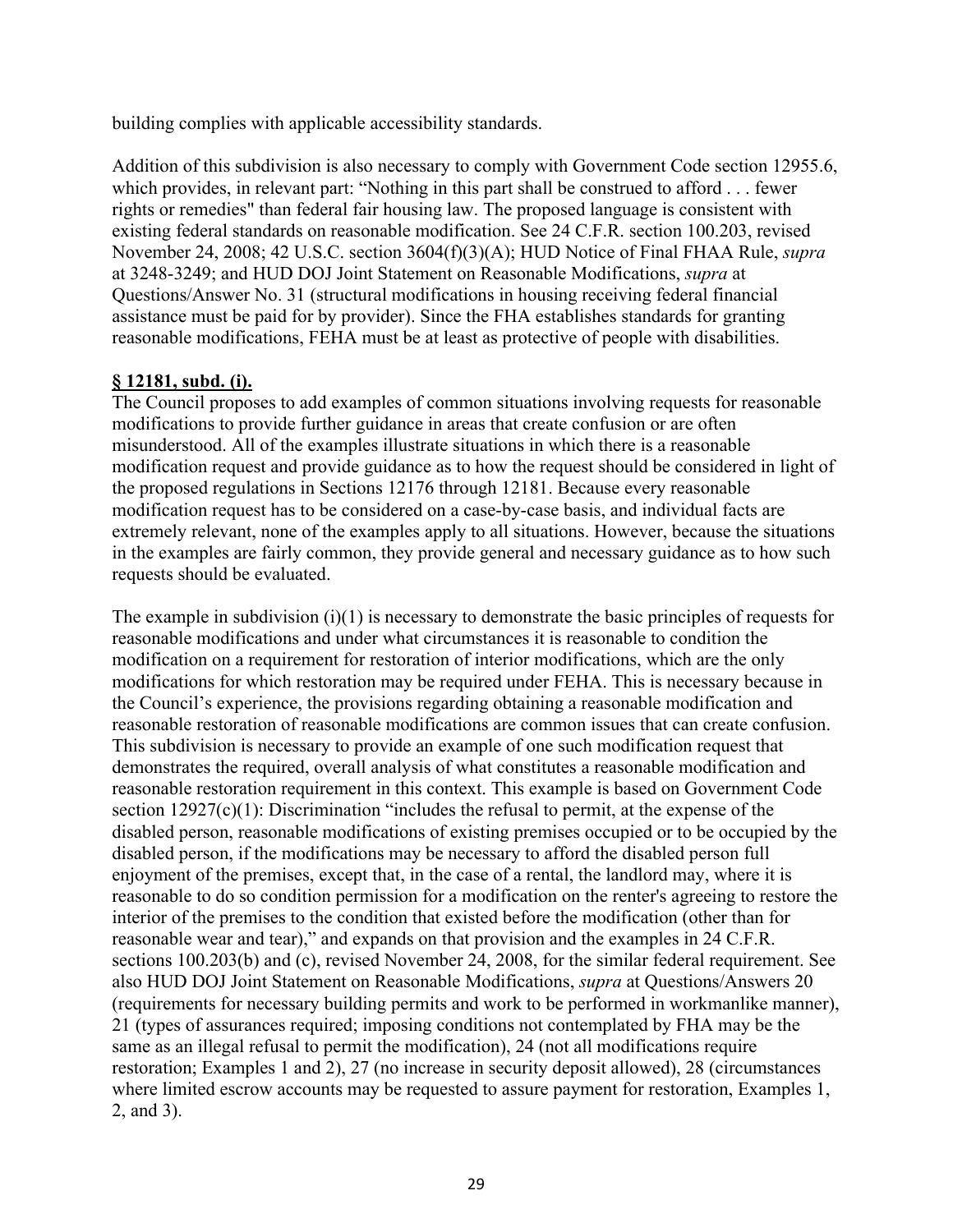building complies with applicable accessibility standards.

Addition of this subdivision is also necessary to comply with Government Code section 12955.6, which provides, in relevant part: "Nothing in this part shall be construed to afford . . . fewer rights or remedies" than federal fair housing law. The proposed language is consistent with existing federal standards on reasonable modification. See 24 C.F.R. section 100.203, revised November 24, 2008; 42 U.S.C. section 3604(f)(3)(A); HUD Notice of Final FHAA Rule, *supra* at 3248-3249; and HUD DOJ Joint Statement on Reasonable Modifications, *supra* at Questions/Answer No. 31 (structural modifications in housing receiving federal financial assistance must be paid for by provider). Since the FHA establishes standards for granting reasonable modifications, FEHA must be at least as protective of people with disabilities.

**§ 12181, subd. (i).**

The Council proposes to add examples of common situations involving requests for reasonable modifications to provide further guidance in areas that create confusion or are often misunderstood. All of the examples illustrate situations in which there is a reasonable modification request and provide guidance as to how the request should be considered in light of the proposed regulations in Sections 12176 through 12181. Because every reasonable modification request has to be considered on a case-by-case basis, and individual facts are extremely relevant, none of the examples apply to all situations. However, because the situations in the examples are fairly common, they provide general and necessary guidance as to how such requests should be evaluated.

The example in subdivision (i)(1) is necessary to demonstrate the basic principles of requests for reasonable modifications and under what circumstances it is reasonable to condition the modification on a requirement for restoration of interior modifications, which are the only modifications for which restoration may be required under FEHA. This is necessary because in the Council's experience, the provisions regarding obtaining a reasonable modification and reasonable restoration of reasonable modifications are common issues that can create confusion. This subdivision is necessary to provide an example of one such modification request that demonstrates the required, overall analysis of what constitutes a reasonable modification and reasonable restoration requirement in this context. This example is based on Government Code section 12927(c)(1): Discrimination "includes the refusal to permit, at the expense of the disabled person, reasonable modifications of existing premises occupied or to be occupied by the disabled person, if the modifications may be necessary to afford the disabled person full enjoyment of the premises, except that, in the case of a rental, the landlord may, where it is reasonable to do so condition permission for a modification on the renter's agreeing to restore the interior of the premises to the condition that existed before the modification (other than for reasonable wear and tear)," and expands on that provision and the examples in 24 C.F.R. sections 100.203(b) and (c), revised November 24, 2008, for the similar federal requirement. See also HUD DOJ Joint Statement on Reasonable Modifications, *supra* at Questions/Answers 20 (requirements for necessary building permits and work to be performed in workmanlike manner), 21 (types of assurances required; imposing conditions not contemplated by FHA may be the same as an illegal refusal to permit the modification), 24 (not all modifications require restoration; Examples 1 and 2), 27 (no increase in security deposit allowed), 28 (circumstances where limited escrow accounts may be requested to assure payment for restoration, Examples 1, 2, and 3).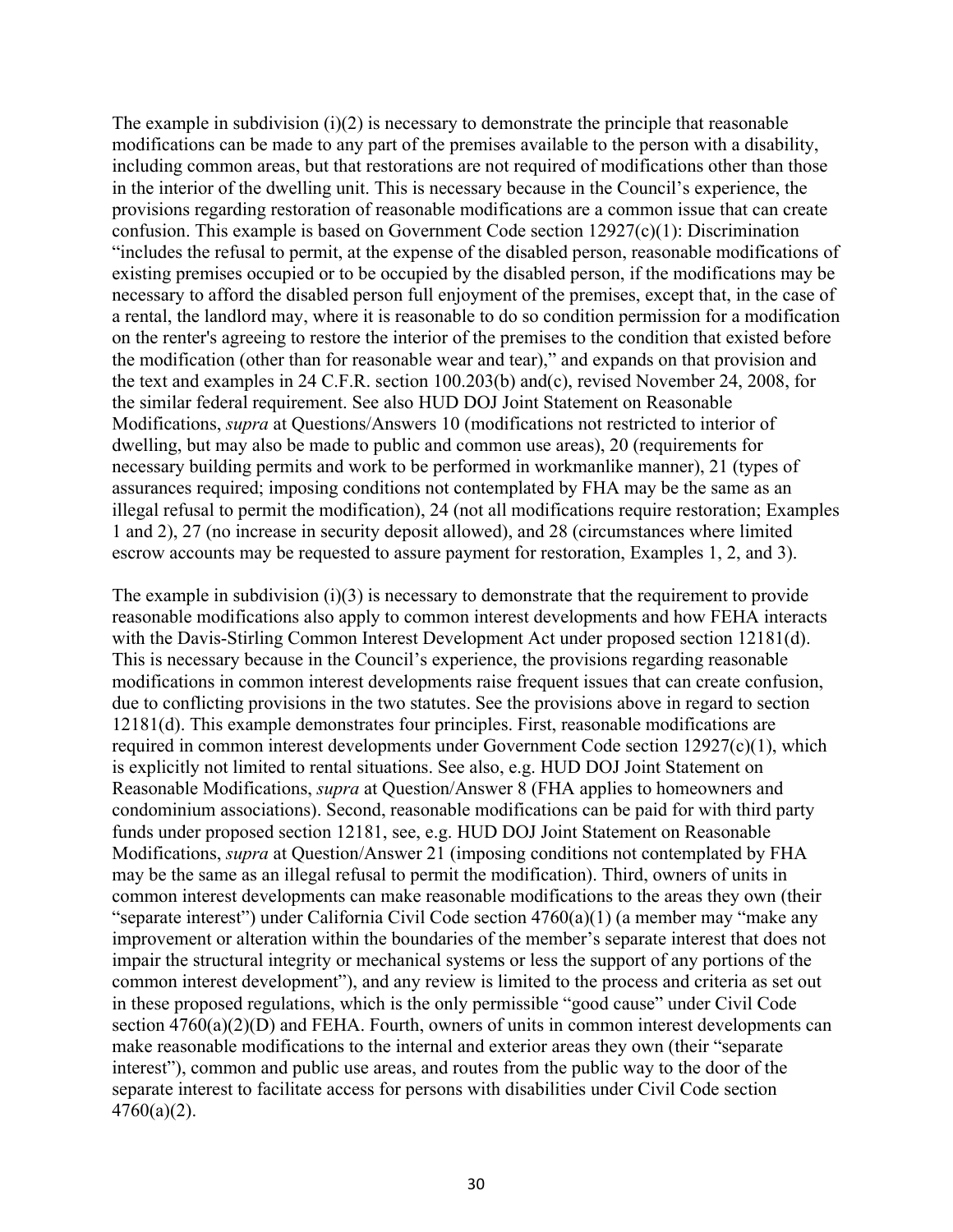The example in subdivision (i)(2) is necessary to demonstrate the principle that reasonable modifications can be made to any part of the premises available to the person with a disability, including common areas, but that restorations are not required of modifications other than those in the interior of the dwelling unit. This is necessary because in the Council's experience, the provisions regarding restoration of reasonable modifications are a common issue that can create confusion. This example is based on Government Code section 12927(c)(1): Discrimination "includes the refusal to permit, at the expense of the disabled person, reasonable modifications of existing premises occupied or to be occupied by the disabled person, if the modifications may be necessary to afford the disabled person full enjoyment of the premises, except that, in the case of a rental, the landlord may, where it is reasonable to do so condition permission for a modification on the renter's agreeing to restore the interior of the premises to the condition that existed before the modification (other than for reasonable wear and tear)," and expands on that provision and the text and examples in 24 C.F.R. section 100.203(b) and(c), revised November 24, 2008, for the similar federal requirement. See also HUD DOJ Joint Statement on Reasonable Modifications, *supra* at Questions/Answers 10 (modifications not restricted to interior of dwelling, but may also be made to public and common use areas), 20 (requirements for necessary building permits and work to be performed in workmanlike manner), 21 (types of assurances required; imposing conditions not contemplated by FHA may be the same as an illegal refusal to permit the modification), 24 (not all modifications require restoration; Examples 1 and 2), 27 (no increase in security deposit allowed), and 28 (circumstances where limited escrow accounts may be requested to assure payment for restoration, Examples 1, 2, and 3).

The example in subdivision (i)(3) is necessary to demonstrate that the requirement to provide reasonable modifications also apply to common interest developments and how FEHA interacts with the Davis-Stirling Common Interest Development Act under proposed section 12181(d). This is necessary because in the Council's experience, the provisions regarding reasonable modifications in common interest developments raise frequent issues that can create confusion, due to conflicting provisions in the two statutes. See the provisions above in regard to section 12181(d). This example demonstrates four principles. First, reasonable modifications are required in common interest developments under Government Code section 12927(c)(1), which is explicitly not limited to rental situations. See also, e.g. HUD DOJ Joint Statement on Reasonable Modifications, *supra* at Question/Answer 8 (FHA applies to homeowners and condominium associations). Second, reasonable modifications can be paid for with third party funds under proposed section 12181, see, e.g. HUD DOJ Joint Statement on Reasonable Modifications, *supra* at Question/Answer 21 (imposing conditions not contemplated by FHA may be the same as an illegal refusal to permit the modification). Third, owners of units in common interest developments can make reasonable modifications to the areas they own (their "separate interest") under California Civil Code section 4760(a)(1) (a member may "make any improvement or alteration within the boundaries of the member's separate interest that does not impair the structural integrity or mechanical systems or less the support of any portions of the common interest development"), and any review is limited to the process and criteria as set out in these proposed regulations, which is the only permissible "good cause" under Civil Code section 4760(a)(2)(D) and FEHA. Fourth, owners of units in common interest developments can make reasonable modifications to the internal and exterior areas they own (their "separate interest"), common and public use areas, and routes from the public way to the door of the separate interest to facilitate access for persons with disabilities under Civil Code section 4760(a)(2).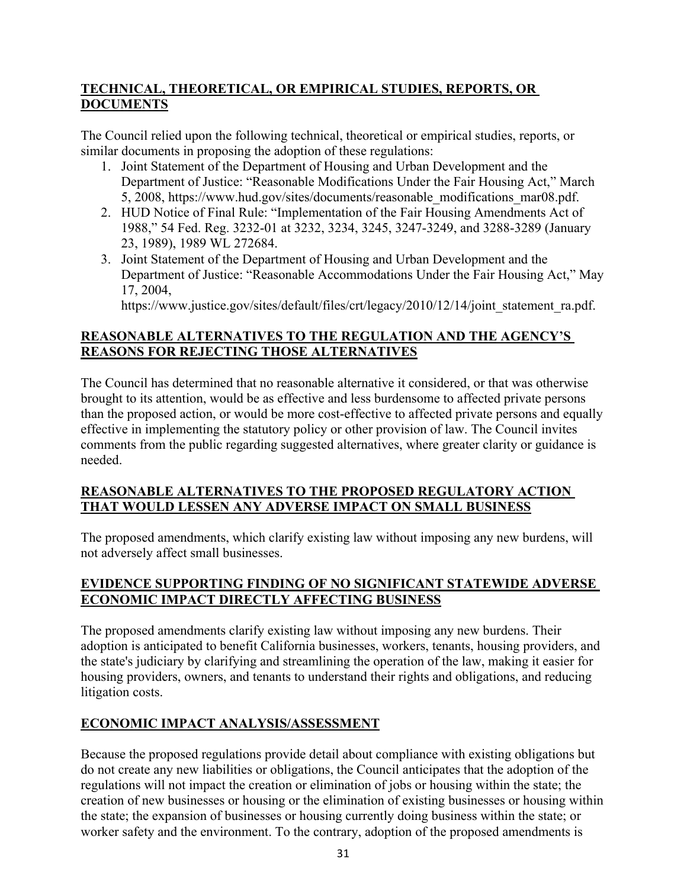## TECHNICAL, THEORETICAL, OR EMPIRICAL STUDIES, REPORTS, OR DOCUMENTS

The Council relied upon the following technical, theoretical or empirical studies, reports, or similar documents in proposing the adoption of these regulations:

1. Joint Statement of the Department of Housing and Urban Development and the Department of Justice: "Reasonable Modifications Under the Fair Housing Act," March 5, 2008, https://www.hud.gov/sites/documents/reasonable_modifications_mar08.pdf.
2. HUD Notice of Final Rule: "Implementation of the Fair Housing Amendments Act of 1988," 54 Fed. Reg. 3232-01 at 3232, 3234, 3245, 3247-3249, and 3288-3289 (January 23, 1989), 1989 WL 272684.
3. Joint Statement of the Department of Housing and Urban Development and the Department of Justice: "Reasonable Accommodations Under the Fair Housing Act," May 17, 2004, https://www.justice.gov/sites/default/files/crt/legacy/2010/12/14/joint_statement_ra.pdf.

## REASONABLE ALTERNATIVES TO THE REGULATION AND THE AGENCY'S REASONS FOR REJECTING THOSE ALTERNATIVES

The Council has determined that no reasonable alternative it considered, or that was otherwise brought to its attention, would be as effective and less burdensome to affected private persons than the proposed action, or would be more cost-effective to affected private persons and equally effective in implementing the statutory policy or other provision of law. The Council invites comments from the public regarding suggested alternatives, where greater clarity or guidance is needed.

## REASONABLE ALTERNATIVES TO THE PROPOSED REGULATORY ACTION THAT WOULD LESSEN ANY ADVERSE IMPACT ON SMALL BUSINESS

The proposed amendments, which clarify existing law without imposing any new burdens, will not adversely affect small businesses.

## EVIDENCE SUPPORTING FINDING OF NO SIGNIFICANT STATEWIDE ADVERSE ECONOMIC IMPACT DIRECTLY AFFECTING BUSINESS

The proposed amendments clarify existing law without imposing any new burdens. Their adoption is anticipated to benefit California businesses, workers, tenants, housing providers, and the state's judiciary by clarifying and streamlining the operation of the law, making it easier for housing providers, owners, and tenants to understand their rights and obligations, and reducing litigation costs.

## ECONOMIC IMPACT ANALYSIS/ASSESSMENT

Because the proposed regulations provide detail about compliance with existing obligations but do not create any new liabilities or obligations, the Council anticipates that the adoption of the regulations will not impact the creation or elimination of jobs or housing within the state; the creation of new businesses or housing or the elimination of existing businesses or housing within the state; the expansion of businesses or housing currently doing business within the state; or worker safety and the environment. To the contrary, adoption of the proposed amendments is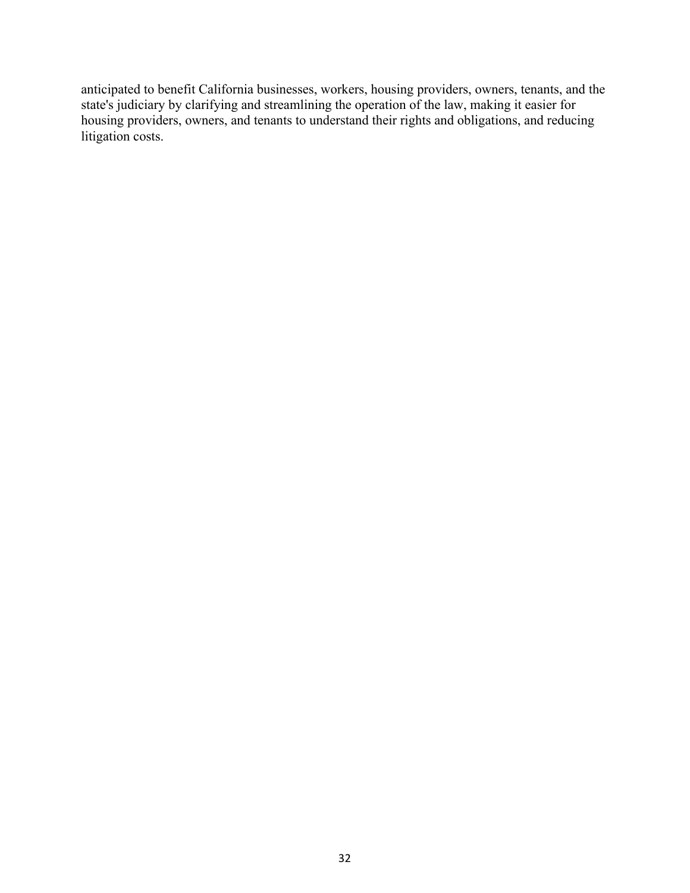anticipated to benefit California businesses, workers, housing providers, owners, tenants, and the state's judiciary by clarifying and streamlining the operation of the law, making it easier for housing providers, owners, and tenants to understand their rights and obligations, and reducing litigation costs.